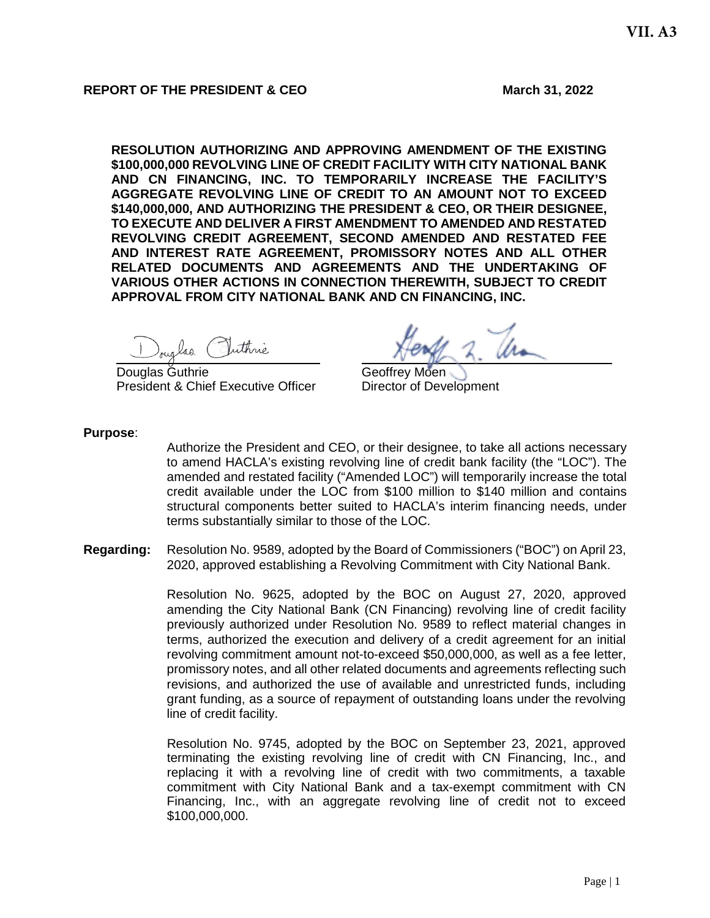VII. A3

**REPORT OF THE PRESIDENT & CEO** **March 31, 2022**

**RESOLUTION AUTHORIZING AND APPROVING AMENDMENT OF THE EXISTING $100,000,000 REVOLVING LINE OF CREDIT FACILITY WITH CITY NATIONAL BANK AND CN FINANCING, INC. TO TEMPORARILY INCREASE THE FACILITY'S AGGREGATE REVOLVING LINE OF CREDIT TO AN AMOUNT NOT TO EXCEED $140,000,000, AND AUTHORIZING THE PRESIDENT & CEO, OR THEIR DESIGNEE, TO EXECUTE AND DELIVER A FIRST AMENDMENT TO AMENDED AND RESTATED REVOLVING CREDIT AGREEMENT, SECOND AMENDED AND RESTATED FEE AND INTEREST RATE AGREEMENT, PROMISSORY NOTES AND ALL OTHER RELATED DOCUMENTS AND AGREEMENTS AND THE UNDERTAKING OF VARIOUS OTHER ACTIONS IN CONNECTION THEREWITH, SUBJECT TO CREDIT APPROVAL FROM CITY NATIONAL BANK AND CN FINANCING, INC.**

Douglas Guthrie
President & Chief Executive Officer

Geoffrey Moen
Director of Development

**Purpose**:

Authorize the President and CEO, or their designee, to take all actions necessary to amend HACLA's existing revolving line of credit bank facility (the "LOC"). The amended and restated facility ("Amended LOC") will temporarily increase the total credit available under the LOC from $100 million to $140 million and contains structural components better suited to HACLA's interim financing needs, under terms substantially similar to those of the LOC.

**Regarding:** Resolution No. 9589, adopted by the Board of Commissioners ("BOC") on April 23, 2020, approved establishing a Revolving Commitment with City National Bank.

Resolution No. 9625, adopted by the BOC on August 27, 2020, approved amending the City National Bank (CN Financing) revolving line of credit facility previously authorized under Resolution No. 9589 to reflect material changes in terms, authorized the execution and delivery of a credit agreement for an initial revolving commitment amount not-to-exceed $50,000,000, as well as a fee letter, promissory notes, and all other related documents and agreements reflecting such revisions, and authorized the use of available and unrestricted funds, including grant funding, as a source of repayment of outstanding loans under the revolving line of credit facility.

Resolution No. 9745, adopted by the BOC on September 23, 2021, approved terminating the existing revolving line of credit with CN Financing, Inc., and replacing it with a revolving line of credit with two commitments, a taxable commitment with City National Bank and a tax-exempt commitment with CN Financing, Inc., with an aggregate revolving line of credit not to exceed $100,000,000.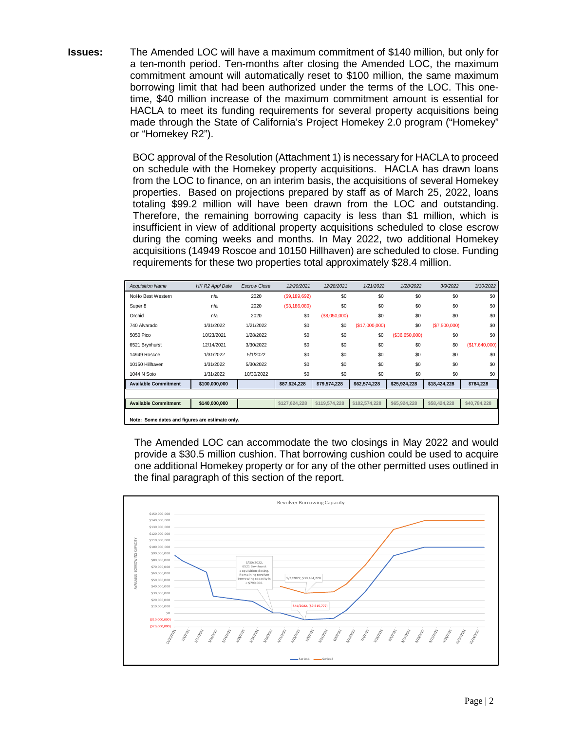**Issues:** The Amended LOC will have a maximum commitment of $140 million, but only for a ten-month period. Ten-months after closing the Amended LOC, the maximum commitment amount will automatically reset to $100 million, the same maximum borrowing limit that had been authorized under the terms of the LOC. This one-time, $40 million increase of the maximum commitment amount is essential for HACLA to meet its funding requirements for several property acquisitions being made through the State of California's Project Homekey 2.0 program ("Homekey" or "Homekey R2").

BOC approval of the Resolution (Attachment 1) is necessary for HACLA to proceed on schedule with the Homekey property acquisitions. HACLA has drawn loans from the LOC to finance, on an interim basis, the acquisitions of several Homekey properties. Based on projections prepared by staff as of March 25, 2022, loans totaling $99.2 million will have been drawn from the LOC and outstanding. Therefore, the remaining borrowing capacity is less than $1 million, which is insufficient in view of additional property acquisitions scheduled to close escrow during the coming weeks and months. In May 2022, two additional Homekey acquisitions (14949 Roscoe and 10150 Hillhaven) are scheduled to close. Funding requirements for these two properties total approximately $28.4 million.

| *Acquisition Name* | *HK R2 Appl Date* | *Escrow Close* | *12/20/2021* | *12/28/2021* | *1/21/2022* | *1/28/2022* | *3/9/2022* | *3/30/2022* |
|---|---|---|---|---|---|---|---|---|
| NoHo Best Western | n/a | 2020 | ($9,189,692) | $0 | $0 | $0 | $0 | $0 |
| Super 8 | n/a | 2020 | ($3,186,080) | $0 | $0 | $0 | $0 | $0 |
| Orchid | n/a | 2020 | $0 | ($8,050,000) | $0 | $0 | $0 | $0 |
| 740 Alvarado | 1/31/2022 | 1/21/2022 | $0 | $0 | ($17,000,000) | $0 | ($7,500,000) | $0 |
| 5050 Pico | 10/23/2021 | 1/28/2022 | $0 | $0 | $0 | ($36,650,000) | $0 | $0 |
| 6521 Brynhurst | 12/14/2021 | 3/30/2022 | $0 | $0 | $0 | $0 | $0 | ($17,640,000) |
| 14949 Roscoe | 1/31/2022 | 5/1/2022 | $0 | $0 | $0 | $0 | $0 | $0 |
| 10150 Hillhaven | 1/31/2022 | 5/30/2022 | $0 | $0 | $0 | $0 | $0 | $0 |
| 1044 N Soto | 1/31/2022 | 10/30/2022 | $0 | $0 | $0 | $0 | $0 | $0 |
| **Available Commitment** | **$100,000,000** | | **$87,624,228** | **$79,574,228** | **$62,574,228** | **$25,924,228** | **$18,424,228** | **$784,228** |
| | | | | | | | | |
| **Available Commitment** | **$140,000,000** | | $127,624,228 | $119,574,228 | $102,574,228 | $65,924,228 | $58,424,228 | $40,784,228 |

**Note: Some dates and figures are estimate only.**

The Amended LOC can accommodate the two closings in May 2022 and would provide a $30.5 million cushion. That borrowing cushion could be used to acquire one additional Homekey property or for any of the other permitted uses outlined in the final paragraph of this section of the report.

Revolver Borrowing Capacity

3/30/2022, 6521 Brynhurst acquisition closing. Remaining revolver borrowing capacity is < $790,000.

5/1/2022, $30,484,228

5/1/2022, ($9,515,772)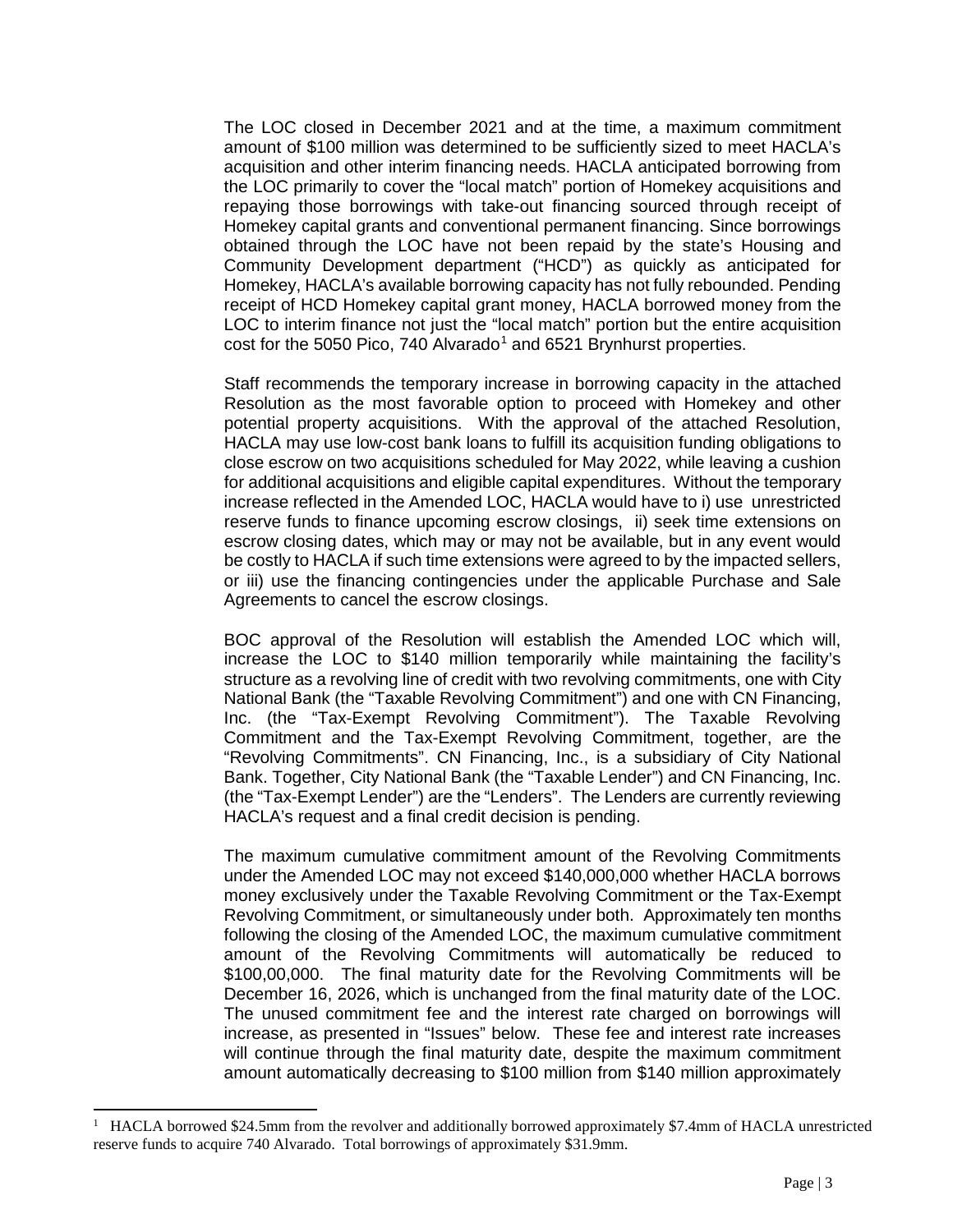The LOC closed in December 2021 and at the time, a maximum commitment amount of $100 million was determined to be sufficiently sized to meet HACLA's acquisition and other interim financing needs. HACLA anticipated borrowing from the LOC primarily to cover the "local match" portion of Homekey acquisitions and repaying those borrowings with take-out financing sourced through receipt of Homekey capital grants and conventional permanent financing. Since borrowings obtained through the LOC have not been repaid by the state's Housing and Community Development department ("HCD") as quickly as anticipated for Homekey, HACLA's available borrowing capacity has not fully rebounded. Pending receipt of HCD Homekey capital grant money, HACLA borrowed money from the LOC to interim finance not just the "local match" portion but the entire acquisition cost for the 5050 Pico, 740 Alvarado[1] and 6521 Brynhurst properties.

Staff recommends the temporary increase in borrowing capacity in the attached Resolution as the most favorable option to proceed with Homekey and other potential property acquisitions. With the approval of the attached Resolution, HACLA may use low-cost bank loans to fulfill its acquisition funding obligations to close escrow on two acquisitions scheduled for May 2022, while leaving a cushion for additional acquisitions and eligible capital expenditures. Without the temporary increase reflected in the Amended LOC, HACLA would have to i) use unrestricted reserve funds to finance upcoming escrow closings, ii) seek time extensions on escrow closing dates, which may or may not be available, but in any event would be costly to HACLA if such time extensions were agreed to by the impacted sellers, or iii) use the financing contingencies under the applicable Purchase and Sale Agreements to cancel the escrow closings.

BOC approval of the Resolution will establish the Amended LOC which will, increase the LOC to $140 million temporarily while maintaining the facility's structure as a revolving line of credit with two revolving commitments, one with City National Bank (the "Taxable Revolving Commitment") and one with CN Financing, Inc. (the "Tax-Exempt Revolving Commitment"). The Taxable Revolving Commitment and the Tax-Exempt Revolving Commitment, together, are the "Revolving Commitments". CN Financing, Inc., is a subsidiary of City National Bank. Together, City National Bank (the "Taxable Lender") and CN Financing, Inc. (the "Tax-Exempt Lender") are the "Lenders". The Lenders are currently reviewing HACLA's request and a final credit decision is pending.

The maximum cumulative commitment amount of the Revolving Commitments under the Amended LOC may not exceed $140,000,000 whether HACLA borrows money exclusively under the Taxable Revolving Commitment or the Tax-Exempt Revolving Commitment, or simultaneously under both. Approximately ten months following the closing of the Amended LOC, the maximum cumulative commitment amount of the Revolving Commitments will automatically be reduced to $100,00,000. The final maturity date for the Revolving Commitments will be December 16, 2026, which is unchanged from the final maturity date of the LOC. The unused commitment fee and the interest rate charged on borrowings will increase, as presented in "Issues" below. These fee and interest rate increases will continue through the final maturity date, despite the maximum commitment amount automatically decreasing to $100 million from $140 million approximately

[1] HACLA borrowed $24.5mm from the revolver and additionally borrowed approximately $7.4mm of HACLA unrestricted reserve funds to acquire 740 Alvarado. Total borrowings of approximately $31.9mm.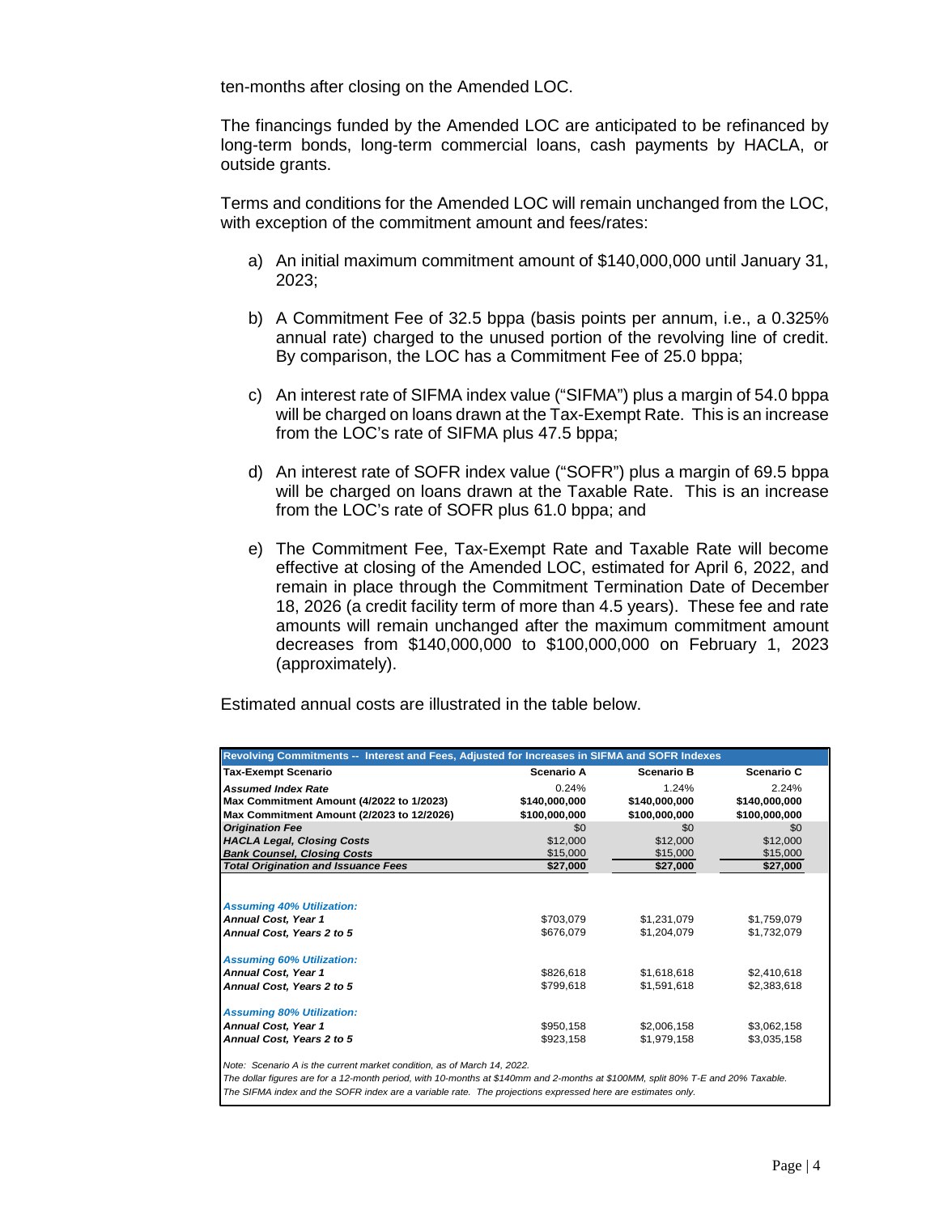ten-months after closing on the Amended LOC.

The financings funded by the Amended LOC are anticipated to be refinanced by long-term bonds, long-term commercial loans, cash payments by HACLA, or outside grants.

Terms and conditions for the Amended LOC will remain unchanged from the LOC, with exception of the commitment amount and fees/rates:

a) An initial maximum commitment amount of $140,000,000 until January 31, 2023;

b) A Commitment Fee of 32.5 bppa (basis points per annum, i.e., a 0.325% annual rate) charged to the unused portion of the revolving line of credit. By comparison, the LOC has a Commitment Fee of 25.0 bppa;

c) An interest rate of SIFMA index value ("SIFMA") plus a margin of 54.0 bppa will be charged on loans drawn at the Tax-Exempt Rate. This is an increase from the LOC's rate of SIFMA plus 47.5 bppa;

d) An interest rate of SOFR index value ("SOFR") plus a margin of 69.5 bppa will be charged on loans drawn at the Taxable Rate. This is an increase from the LOC's rate of SOFR plus 61.0 bppa; and

e) The Commitment Fee, Tax-Exempt Rate and Taxable Rate will become effective at closing of the Amended LOC, estimated for April 6, 2022, and remain in place through the Commitment Termination Date of December 18, 2026 (a credit facility term of more than 4.5 years). These fee and rate amounts will remain unchanged after the maximum commitment amount decreases from $140,000,000 to $100,000,000 on February 1, 2023 (approximately).

Estimated annual costs are illustrated in the table below.

| Revolving Commitments -- Interest and Fees, Adjusted for Increases in SIFMA and SOFR Indexes | | | |
|---|---|---|---|
| **Tax-Exempt Scenario** | **Scenario A** | **Scenario B** | **Scenario C** |
| ***Assumed Index Rate*** | 0.24% | 1.24% | 2.24% |
| **Max Commitment Amount (4/2022 to 1/2023)** | **$140,000,000** | **$140,000,000** | **$140,000,000** |
| **Max Commitment Amount (2/2023 to 12/2026)** | **$100,000,000** | **$100,000,000** | **$100,000,000** |
| ***Origination Fee*** | $0 | $0 | $0 |
| ***HACLA Legal, Closing Costs*** | $12,000 | $12,000 | $12,000 |
| ***Bank Counsel, Closing Costs*** | $15,000 | $15,000 | $15,000 |
| ***Total Origination and Issuance Fees*** | **$27,000** | **$27,000** | **$27,000** |
| | | | |
| ***Assuming 40% Utilization:*** | | | |
| ***Annual Cost, Year 1*** | $703,079 | $1,231,079 | $1,759,079 |
| ***Annual Cost, Years 2 to 5*** | $676,079 | $1,204,079 | $1,732,079 |
| ***Assuming 60% Utilization:*** | | | |
| ***Annual Cost, Year 1*** | $826,618 | $1,618,618 | $2,410,618 |
| ***Annual Cost, Years 2 to 5*** | $799,618 | $1,591,618 | $2,383,618 |
| ***Assuming 80% Utilization:*** | | | |
| ***Annual Cost, Year 1*** | $950,158 | $2,006,158 | $3,062,158 |
| ***Annual Cost, Years 2 to 5*** | $923,158 | $1,979,158 | $3,035,158 |

*Note: Scenario A is the current market condition, as of March 14, 2022.*
*The dollar figures are for a 12-month period, with 10-months at $140mm and 2-months at $100MM, split 80% T-E and 20% Taxable.*
*The SIFMA index and the SOFR index are a variable rate. The projections expressed here are estimates only.*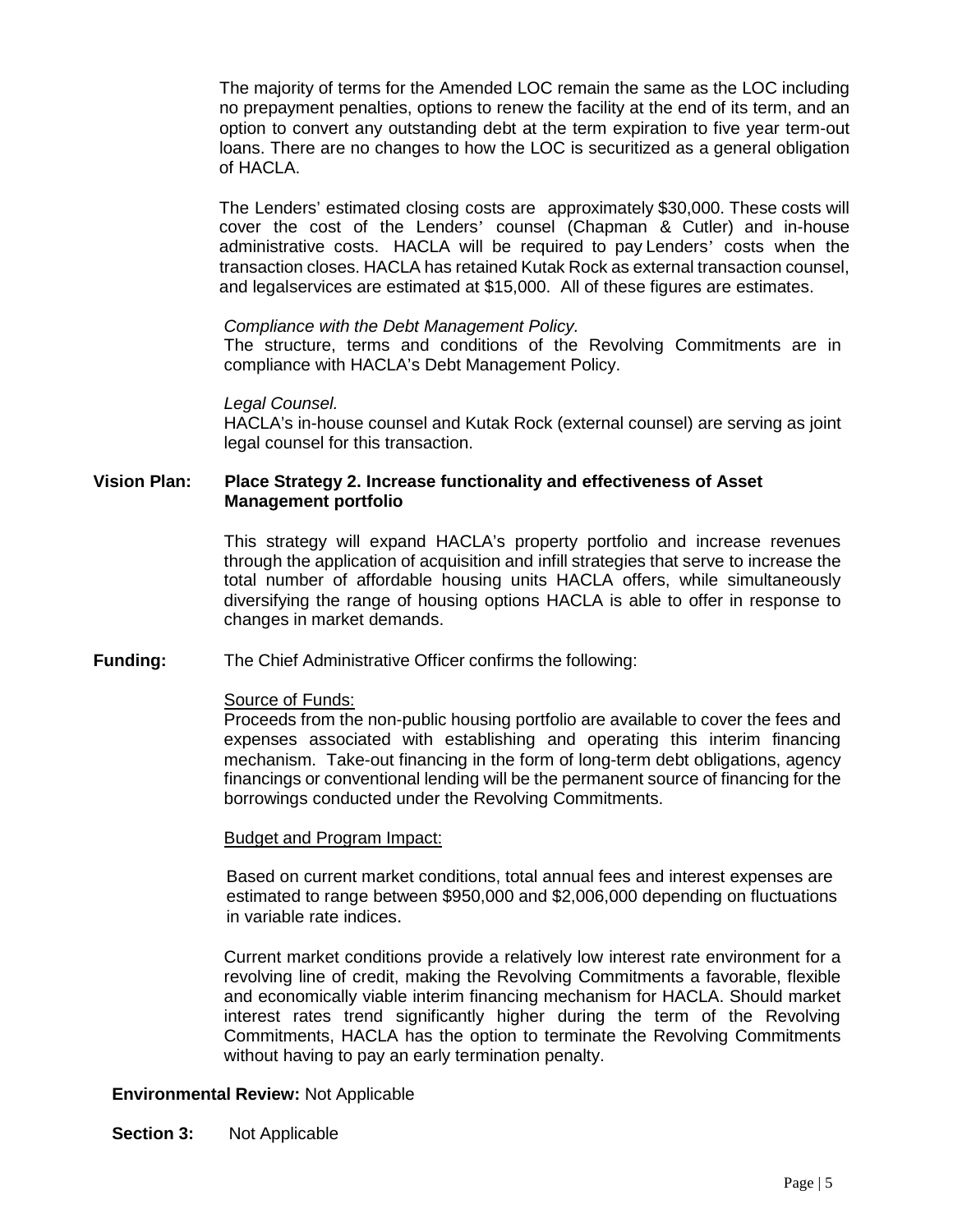The majority of terms for the Amended LOC remain the same as the LOC including no prepayment penalties, options to renew the facility at the end of its term, and an option to convert any outstanding debt at the term expiration to five year term-out loans. There are no changes to how the LOC is securitized as a general obligation of HACLA.

The Lenders' estimated closing costs are approximately $30,000. These costs will cover the cost of the Lenders' counsel (Chapman & Cutler) and in-house administrative costs. HACLA will be required to pay Lenders' costs when the transaction closes. HACLA has retained Kutak Rock as external transaction counsel, and legalservices are estimated at $15,000. All of these figures are estimates.

*Compliance with the Debt Management Policy.*
The structure, terms and conditions of the Revolving Commitments are in compliance with HACLA's Debt Management Policy.

*Legal Counsel.*
HACLA's in-house counsel and Kutak Rock (external counsel) are serving as joint legal counsel for this transaction.

**Vision Plan:** **Place Strategy 2. Increase functionality and effectiveness of Asset Management portfolio**

This strategy will expand HACLA's property portfolio and increase revenues through the application of acquisition and infill strategies that serve to increase the total number of affordable housing units HACLA offers, while simultaneously diversifying the range of housing options HACLA is able to offer in response to changes in market demands.

**Funding:** The Chief Administrative Officer confirms the following:

Source of Funds:
Proceeds from the non-public housing portfolio are available to cover the fees and expenses associated with establishing and operating this interim financing mechanism. Take-out financing in the form of long-term debt obligations, agency financings or conventional lending will be the permanent source of financing for the borrowings conducted under the Revolving Commitments.

Budget and Program Impact:

Based on current market conditions, total annual fees and interest expenses are estimated to range between $950,000 and $2,006,000 depending on fluctuations in variable rate indices.

Current market conditions provide a relatively low interest rate environment for a revolving line of credit, making the Revolving Commitments a favorable, flexible and economically viable interim financing mechanism for HACLA. Should market interest rates trend significantly higher during the term of the Revolving Commitments, HACLA has the option to terminate the Revolving Commitments without having to pay an early termination penalty.

**Environmental Review:** Not Applicable

**Section 3:** Not Applicable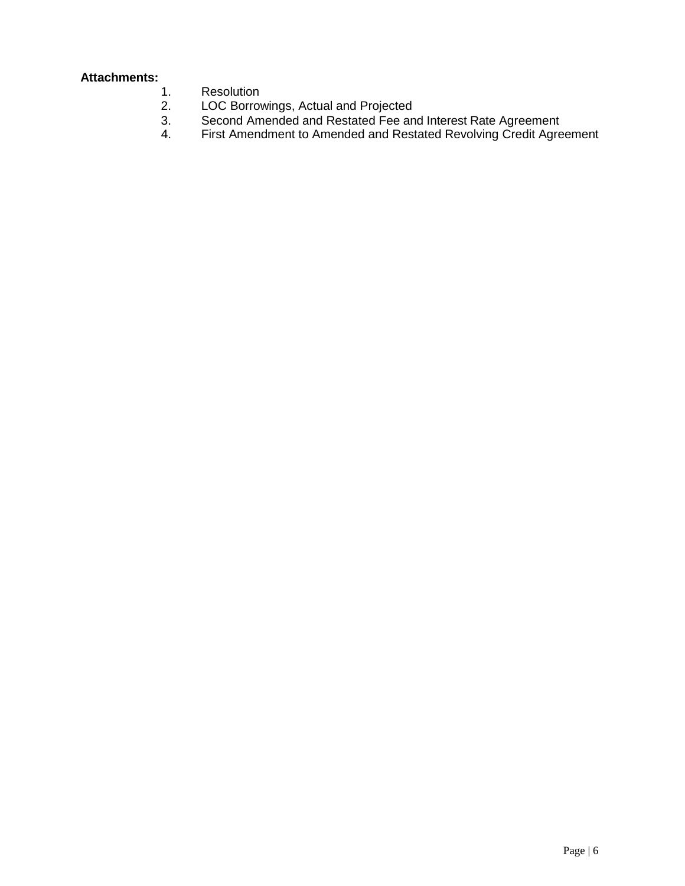**Attachments:**

1. Resolution
2. LOC Borrowings, Actual and Projected
3. Second Amended and Restated Fee and Interest Rate Agreement
4. First Amendment to Amended and Restated Revolving Credit Agreement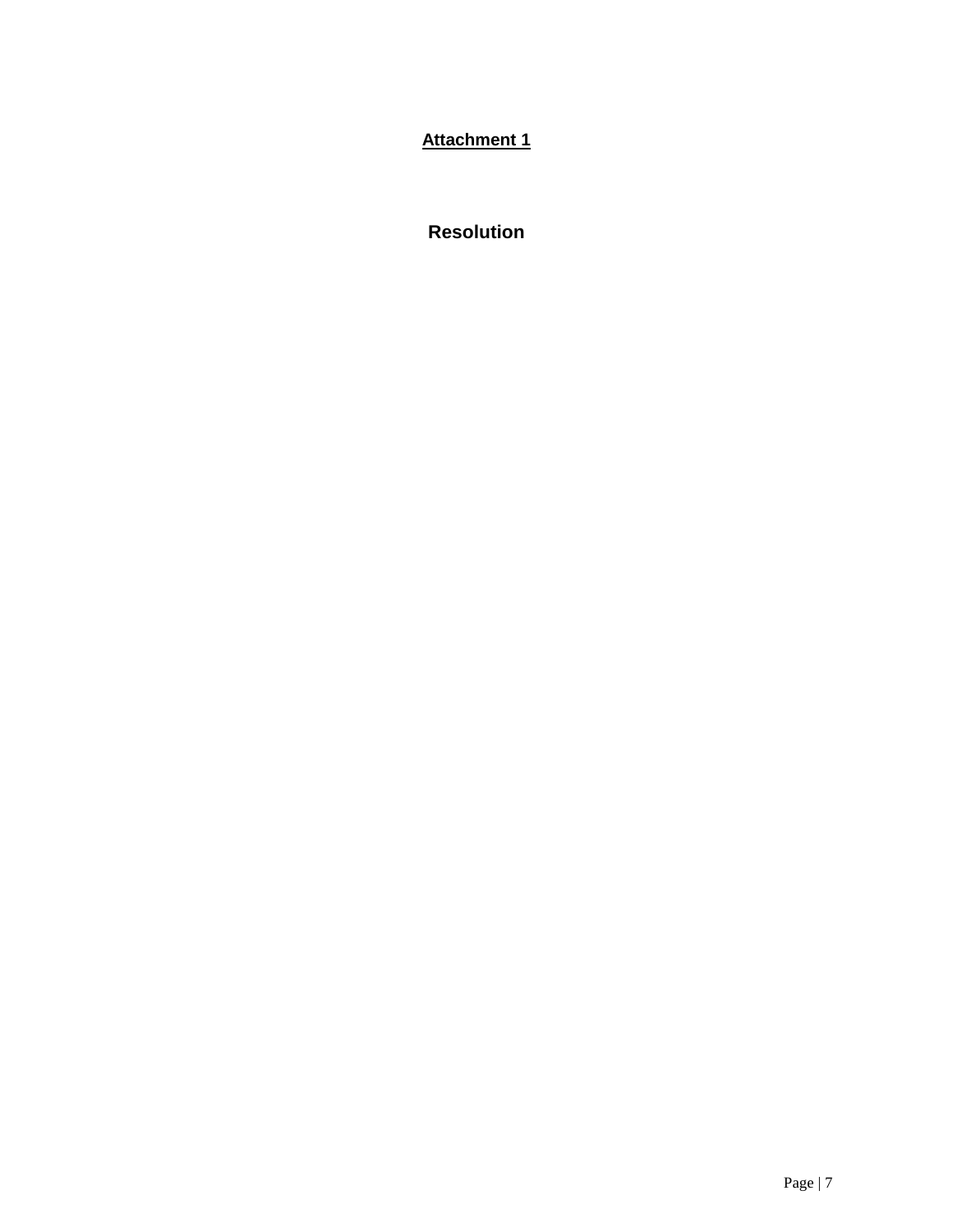**<u>Attachment 1</u>**

## Resolution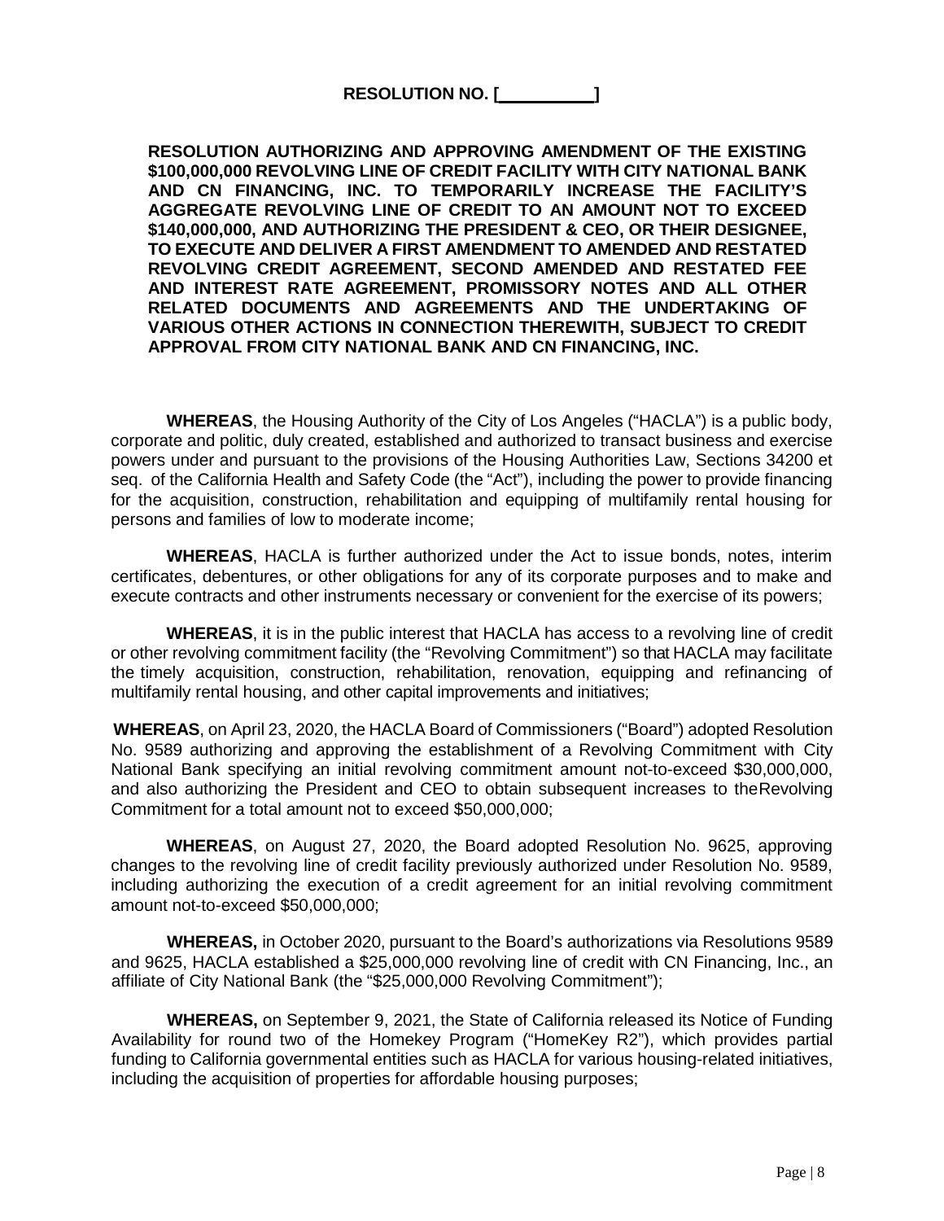**RESOLUTION NO. [__________]**

**RESOLUTION AUTHORIZING AND APPROVING AMENDMENT OF THE EXISTING $100,000,000 REVOLVING LINE OF CREDIT FACILITY WITH CITY NATIONAL BANK AND CN FINANCING, INC. TO TEMPORARILY INCREASE THE FACILITY'S AGGREGATE REVOLVING LINE OF CREDIT TO AN AMOUNT NOT TO EXCEED $140,000,000, AND AUTHORIZING THE PRESIDENT & CEO, OR THEIR DESIGNEE, TO EXECUTE AND DELIVER A FIRST AMENDMENT TO AMENDED AND RESTATED REVOLVING CREDIT AGREEMENT, SECOND AMENDED AND RESTATED FEE AND INTEREST RATE AGREEMENT, PROMISSORY NOTES AND ALL OTHER RELATED DOCUMENTS AND AGREEMENTS AND THE UNDERTAKING OF VARIOUS OTHER ACTIONS IN CONNECTION THEREWITH, SUBJECT TO CREDIT APPROVAL FROM CITY NATIONAL BANK AND CN FINANCING, INC.**

**WHEREAS**, the Housing Authority of the City of Los Angeles ("HACLA") is a public body, corporate and politic, duly created, established and authorized to transact business and exercise powers under and pursuant to the provisions of the Housing Authorities Law, Sections 34200 et seq. of the California Health and Safety Code (the "Act"), including the power to provide financing for the acquisition, construction, rehabilitation and equipping of multifamily rental housing for persons and families of low to moderate income;

**WHEREAS**, HACLA is further authorized under the Act to issue bonds, notes, interim certificates, debentures, or other obligations for any of its corporate purposes and to make and execute contracts and other instruments necessary or convenient for the exercise of its powers;

**WHEREAS**, it is in the public interest that HACLA has access to a revolving line of credit or other revolving commitment facility (the "Revolving Commitment") so that HACLA may facilitate the timely acquisition, construction, rehabilitation, renovation, equipping and refinancing of multifamily rental housing, and other capital improvements and initiatives;

**WHEREAS**, on April 23, 2020, the HACLA Board of Commissioners ("Board") adopted Resolution No. 9589 authorizing and approving the establishment of a Revolving Commitment with City National Bank specifying an initial revolving commitment amount not-to-exceed $30,000,000, and also authorizing the President and CEO to obtain subsequent increases to the Revolving Commitment for a total amount not to exceed $50,000,000;

**WHEREAS**, on August 27, 2020, the Board adopted Resolution No. 9625, approving changes to the revolving line of credit facility previously authorized under Resolution No. 9589, including authorizing the execution of a credit agreement for an initial revolving commitment amount not-to-exceed $50,000,000;

**WHEREAS,** in October 2020, pursuant to the Board's authorizations via Resolutions 9589 and 9625, HACLA established a $25,000,000 revolving line of credit with CN Financing, Inc., an affiliate of City National Bank (the "$25,000,000 Revolving Commitment");

**WHEREAS,** on September 9, 2021, the State of California released its Notice of Funding Availability for round two of the Homekey Program ("HomeKey R2"), which provides partial funding to California governmental entities such as HACLA for various housing-related initiatives, including the acquisition of properties for affordable housing purposes;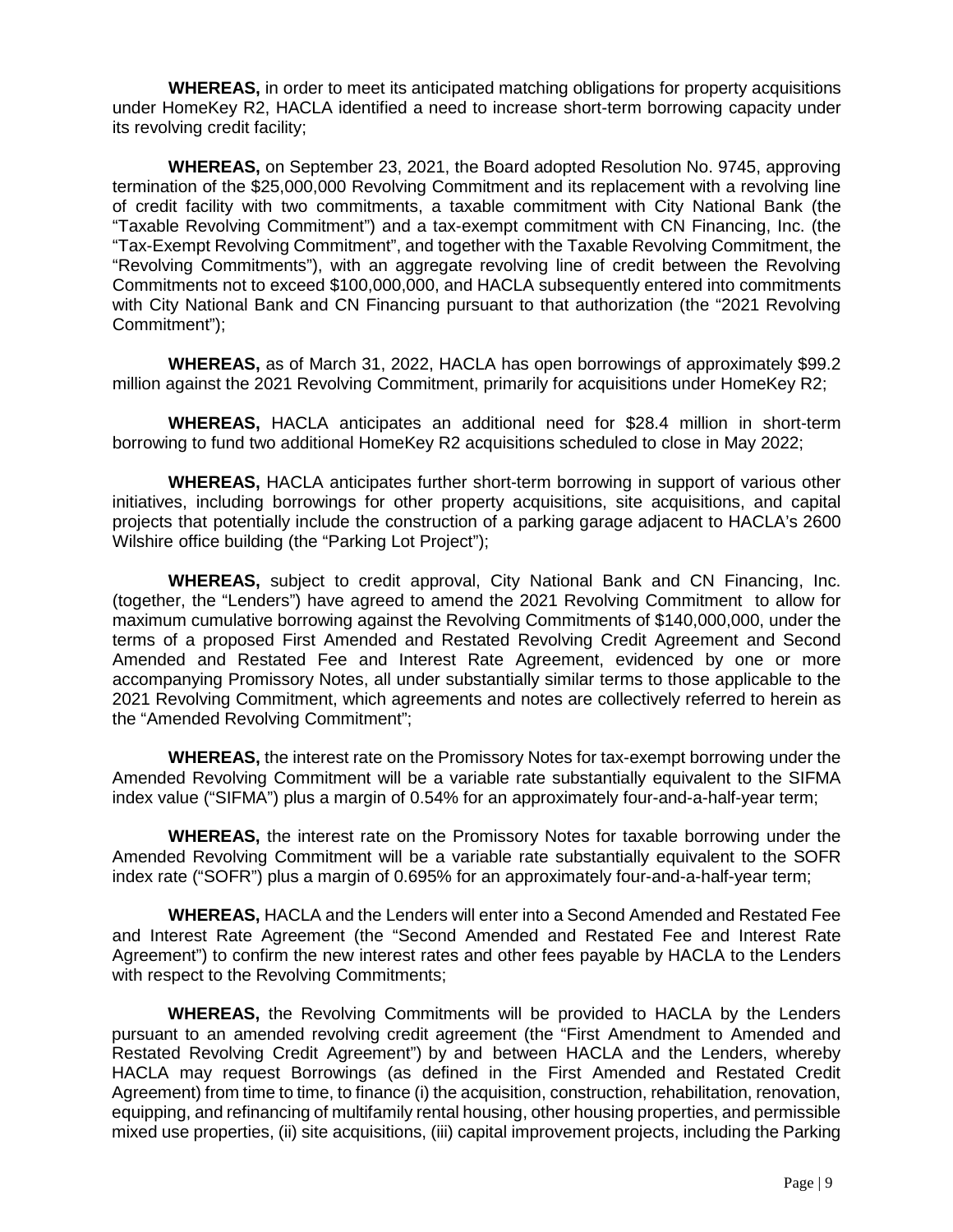**WHEREAS,** in order to meet its anticipated matching obligations for property acquisitions under HomeKey R2, HACLA identified a need to increase short-term borrowing capacity under its revolving credit facility;

**WHEREAS,** on September 23, 2021, the Board adopted Resolution No. 9745, approving termination of the $25,000,000 Revolving Commitment and its replacement with a revolving line of credit facility with two commitments, a taxable commitment with City National Bank (the "Taxable Revolving Commitment") and a tax-exempt commitment with CN Financing, Inc. (the "Tax-Exempt Revolving Commitment", and together with the Taxable Revolving Commitment, the "Revolving Commitments"), with an aggregate revolving line of credit between the Revolving Commitments not to exceed $100,000,000, and HACLA subsequently entered into commitments with City National Bank and CN Financing pursuant to that authorization (the "2021 Revolving Commitment");

**WHEREAS,** as of March 31, 2022, HACLA has open borrowings of approximately $99.2 million against the 2021 Revolving Commitment, primarily for acquisitions under HomeKey R2;

**WHEREAS,** HACLA anticipates an additional need for $28.4 million in short-term borrowing to fund two additional HomeKey R2 acquisitions scheduled to close in May 2022;

**WHEREAS,** HACLA anticipates further short-term borrowing in support of various other initiatives, including borrowings for other property acquisitions, site acquisitions, and capital projects that potentially include the construction of a parking garage adjacent to HACLA's 2600 Wilshire office building (the "Parking Lot Project");

**WHEREAS,** subject to credit approval, City National Bank and CN Financing, Inc. (together, the "Lenders") have agreed to amend the 2021 Revolving Commitment to allow for maximum cumulative borrowing against the Revolving Commitments of $140,000,000, under the terms of a proposed First Amended and Restated Revolving Credit Agreement and Second Amended and Restated Fee and Interest Rate Agreement, evidenced by one or more accompanying Promissory Notes, all under substantially similar terms to those applicable to the 2021 Revolving Commitment, which agreements and notes are collectively referred to herein as the "Amended Revolving Commitment";

**WHEREAS,** the interest rate on the Promissory Notes for tax-exempt borrowing under the Amended Revolving Commitment will be a variable rate substantially equivalent to the SIFMA index value ("SIFMA") plus a margin of 0.54% for an approximately four-and-a-half-year term;

**WHEREAS,** the interest rate on the Promissory Notes for taxable borrowing under the Amended Revolving Commitment will be a variable rate substantially equivalent to the SOFR index rate ("SOFR") plus a margin of 0.695% for an approximately four-and-a-half-year term;

**WHEREAS,** HACLA and the Lenders will enter into a Second Amended and Restated Fee and Interest Rate Agreement (the "Second Amended and Restated Fee and Interest Rate Agreement") to confirm the new interest rates and other fees payable by HACLA to the Lenders with respect to the Revolving Commitments;

**WHEREAS,** the Revolving Commitments will be provided to HACLA by the Lenders pursuant to an amended revolving credit agreement (the "First Amendment to Amended and Restated Revolving Credit Agreement") by and between HACLA and the Lenders, whereby HACLA may request Borrowings (as defined in the First Amended and Restated Credit Agreement) from time to time, to finance (i) the acquisition, construction, rehabilitation, renovation, equipping, and refinancing of multifamily rental housing, other housing properties, and permissible mixed use properties, (ii) site acquisitions, (iii) capital improvement projects, including the Parking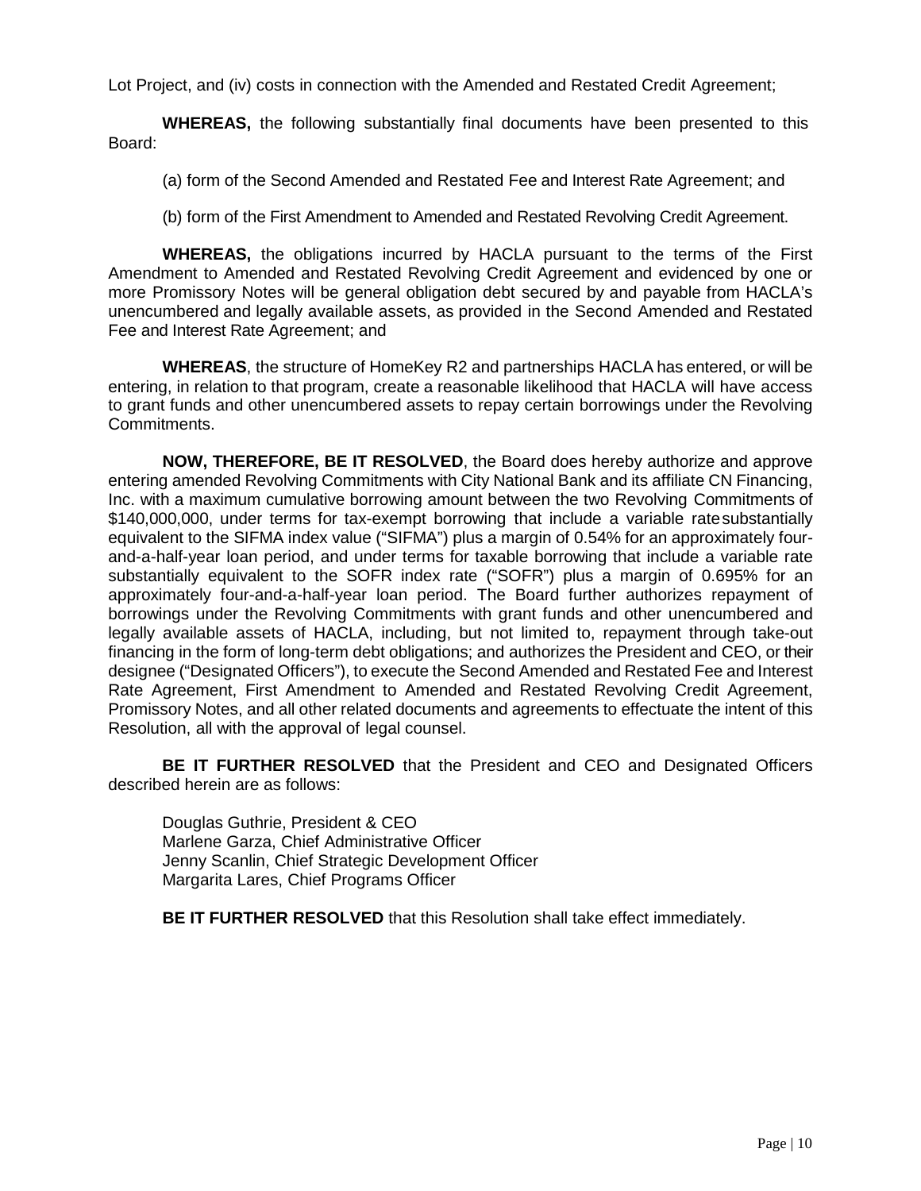Lot Project, and (iv) costs in connection with the Amended and Restated Credit Agreement;

**WHEREAS,** the following substantially final documents have been presented to this Board:

(a) form of the Second Amended and Restated Fee and Interest Rate Agreement; and

(b) form of the First Amendment to Amended and Restated Revolving Credit Agreement.

**WHEREAS,** the obligations incurred by HACLA pursuant to the terms of the First Amendment to Amended and Restated Revolving Credit Agreement and evidenced by one or more Promissory Notes will be general obligation debt secured by and payable from HACLA's unencumbered and legally available assets, as provided in the Second Amended and Restated Fee and Interest Rate Agreement; and

**WHEREAS**, the structure of HomeKey R2 and partnerships HACLA has entered, or will be entering, in relation to that program, create a reasonable likelihood that HACLA will have access to grant funds and other unencumbered assets to repay certain borrowings under the Revolving Commitments.

**NOW, THEREFORE, BE IT RESOLVED**, the Board does hereby authorize and approve entering amended Revolving Commitments with City National Bank and its affiliate CN Financing, Inc. with a maximum cumulative borrowing amount between the two Revolving Commitments of $140,000,000, under terms for tax-exempt borrowing that include a variable rate substantially equivalent to the SIFMA index value ("SIFMA") plus a margin of 0.54% for an approximately four-and-a-half-year loan period, and under terms for taxable borrowing that include a variable rate substantially equivalent to the SOFR index rate ("SOFR") plus a margin of 0.695% for an approximately four-and-a-half-year loan period. The Board further authorizes repayment of borrowings under the Revolving Commitments with grant funds and other unencumbered and legally available assets of HACLA, including, but not limited to, repayment through take-out financing in the form of long-term debt obligations; and authorizes the President and CEO, or their designee ("Designated Officers"), to execute the Second Amended and Restated Fee and Interest Rate Agreement, First Amendment to Amended and Restated Revolving Credit Agreement, Promissory Notes, and all other related documents and agreements to effectuate the intent of this Resolution, all with the approval of legal counsel.

**BE IT FURTHER RESOLVED** that the President and CEO and Designated Officers described herein are as follows:

Douglas Guthrie, President & CEO
Marlene Garza, Chief Administrative Officer
Jenny Scanlin, Chief Strategic Development Officer
Margarita Lares, Chief Programs Officer

**BE IT FURTHER RESOLVED** that this Resolution shall take effect immediately.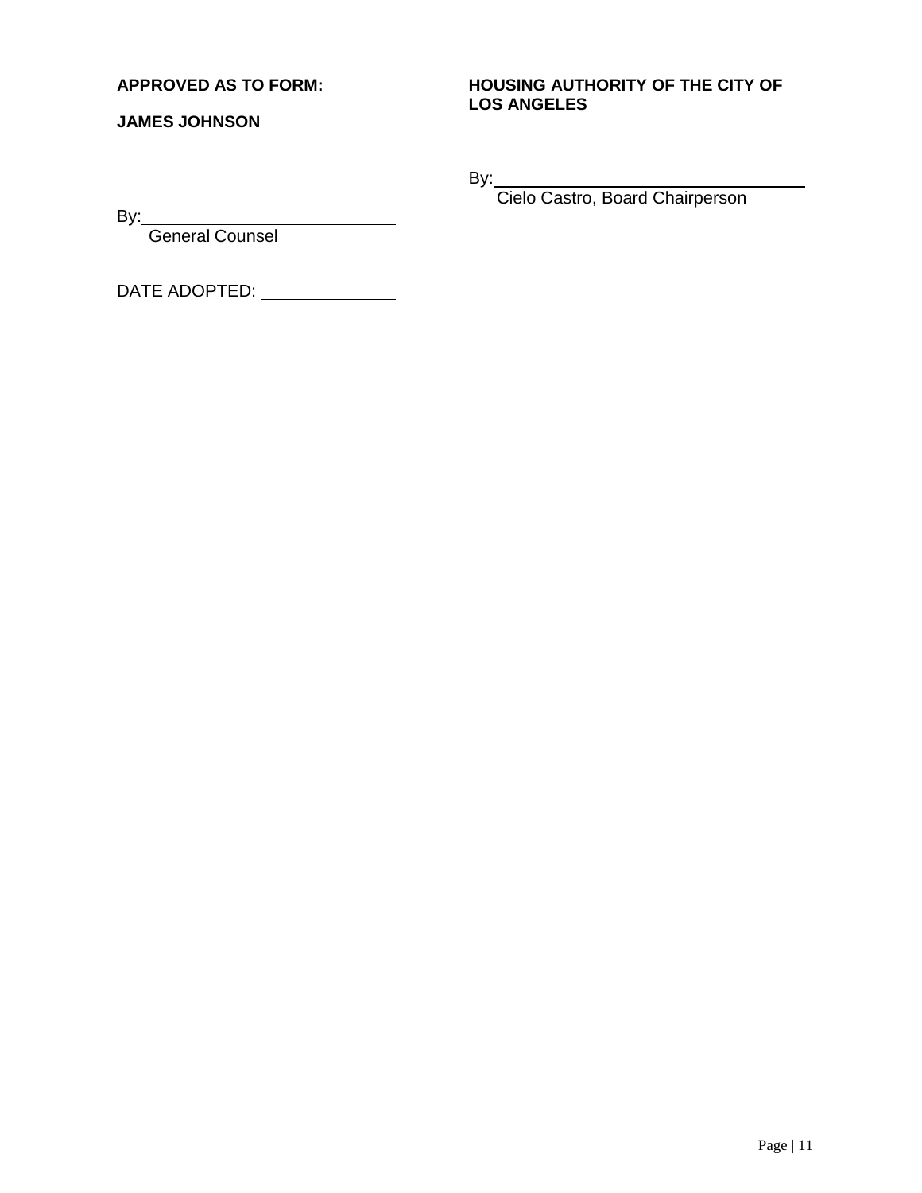**APPROVED AS TO FORM:**

**JAMES JOHNSON**

By:\_\_\_\_\_\_\_\_\_\_\_\_\_\_\_\_\_\_\_\_\_\_\_\_\_\_\_\_
General Counsel

DATE ADOPTED: \_\_\_\_\_\_\_\_\_\_\_\_\_\_\_

**HOUSING AUTHORITY OF THE CITY OF LOS ANGELES**

By:\_\_\_\_\_\_\_\_\_\_\_\_\_\_\_\_\_\_\_\_\_\_\_\_\_\_\_\_\_\_\_\_\_\_\_\_
Cielo Castro, Board Chairperson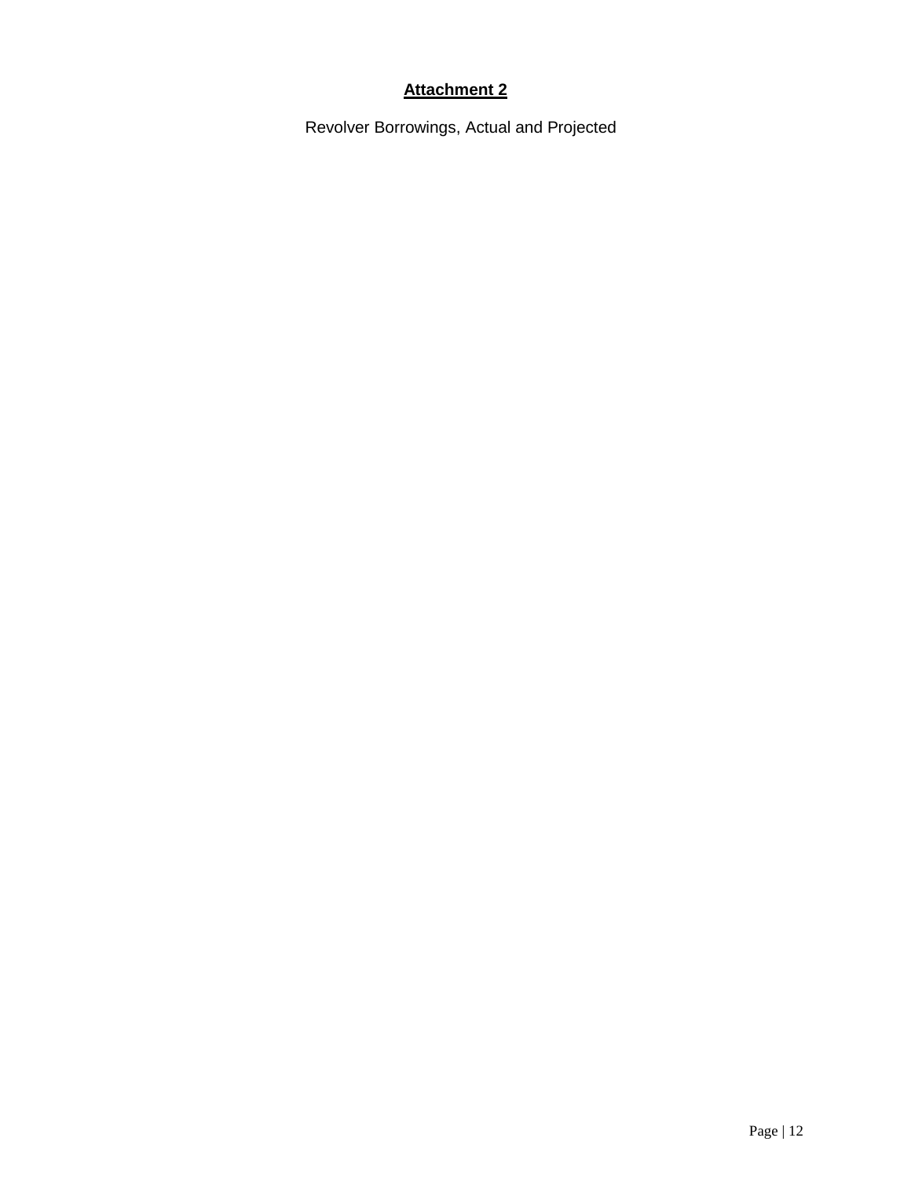**Attachment 2**

Revolver Borrowings, Actual and Projected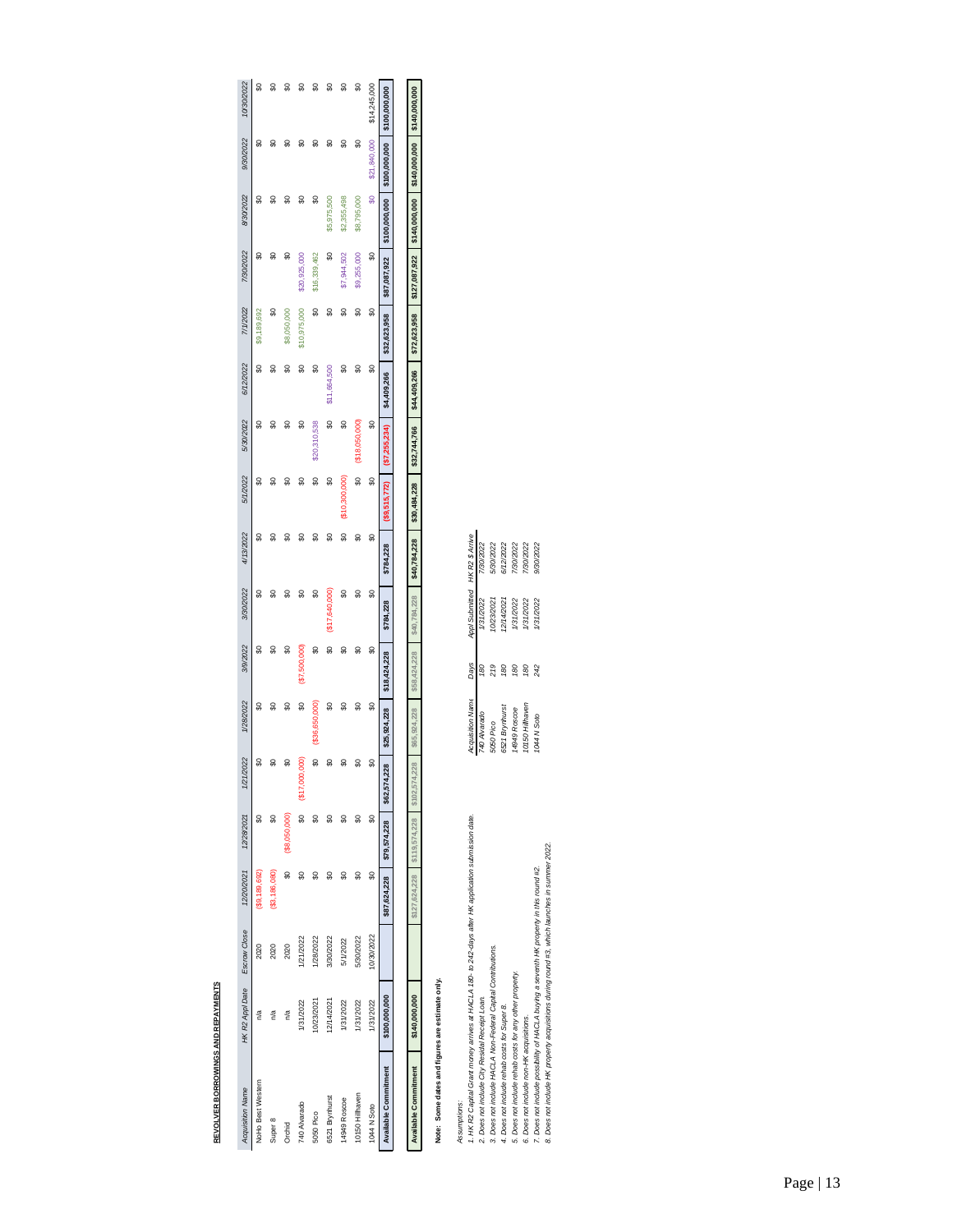**REVOLVER BORROWINGS AND REPAYMENTS**

| Acquisition Name | HK R2 Appl Date | Escrow Close | 12/20/2021 | 12/28/2021 | 1/21/2022 | 1/28/2022 | 3/9/2022 | 3/30/2022 | 4/13/2022 | 5/1/2022 | 5/30/2022 | 6/12/2022 | 7/1/2022 | 7/30/2022 | 8/30/2022 | 9/30/2022 | 10/30/2022 |
|---|---|---|---|---|---|---|---|---|---|---|---|---|---|---|---|---|---|
| NoHo Best Western | n/a | 2020 | ($9,189,692) | $0 | $0 | $0 | $0 | $0 | $0 | $0 | $0 | $0 | $9,189,692 | $0 | $0 | $0 | $0 |
| Super 8 | n/a | 2020 | ($3,186,080) | $0 | $0 | $0 | $0 | $0 | $0 | $0 | $0 | $0 | $0 | $0 | $0 | $0 | $0 |
| Orchid | n/a | 2020 | $0 | ($8,050,000) | $0 | $0 | $0 | $0 | $0 | $0 | $0 | $0 | $8,050,000 | $0 | $0 | $0 | $0 |
| 740 Alvarado | 1/31/2022 | 1/21/2022 | $0 | $0 | ($17,000,000) | $0 | ($7,500,000) | $0 | $0 | $0 | $0 | $0 | $10,975,000 | $20,925,000 | $0 | $0 | $0 |
| 5050 Pico | 10/23/2021 | 1/28/2022 | $0 | $0 | $0 | ($36,650,000) | $0 | $0 | $0 | $0 | $20,310,538 | $0 | $0 | $16,339,462 | $0 | $0 | $0 |
| 6521 Brynhurst | 12/14/2021 | 3/30/2022 | $0 | $0 | $0 | $0 | $0 | ($17,640,000) | $0 | $0 | $0 | $11,664,500 | $0 | $0 | $5,975,500 | $0 | $0 |
| 14949 Roscoe | 1/31/2022 | 5/1/2022 | $0 | $0 | $0 | $0 | $0 | $0 | $0 | ($10,300,000) | $0 | $0 | $0 | $7,944,502 | $2,355,498 | $0 | $0 |
| 10150 Hillhaven | 1/31/2022 | 5/30/2022 | $0 | $0 | $0 | $0 | $0 | $0 | $0 | $0 | ($18,050,000) | $0 | $0 | $9,255,000 | $8,795,000 | $0 | $0 |
| 1044 N Soto | 1/31/2022 | 10/30/2022 | $0 | $0 | $0 | $0 | $0 | $0 | $0 | $0 | $0 | $0 | $0 | $0 | $0 | $21,840,000 | $14,245,000 |
| **Available Commitment** | **$100,000,000** | | **$87,624,228** | **$79,574,228** | **$62,574,228** | **$25,924,228** | **$18,424,228** | **$784,228** | **$784,228** | **($9,515,772)** | **($7,255,234)** | **$4,409,266** | **$32,623,958** | **$87,087,922** | **$100,000,000** | **$100,000,000** | **$100,000,000** |
| **Available Commitment** | **$140,000,000** | | $127,624,228 | $119,574,228 | $102,574,228 | $65,924,228 | $58,424,228 | $40,784,228 | **$40,784,228** | **$30,484,228** | **$32,744,766** | **$44,409,266** | **$72,623,958** | **$127,087,922** | **$140,000,000** | **$140,000,000** | **$140,000,000** |

**Note: Some dates and figures are estimate only.**

*Assumptions:*

*1. HK R2 Capital Grant money arrives at HACLA 180- to 242-days after HK application submission date.*
*2. Does not include City Residal Receipt Loan.*
*3. Does not include HACLA Non-Federal Capital Contributions.*
*4. Does not include rehab costs for Super 8.*
*5. Does not include rehab costs for any other property.*
*6. Does not include non-HK acquisitions.*
*7. Does not include possibility of HACLA buying a seventh HK property in this round #2.*
*8. Does not include HK property acquisitions during round #3, which launches in summer 2022.*

| Acquisition Name | Days | Appl Submitted | HK R2 $ Arrive |
|---|---|---|---|
| 740 Alvarado | 180 | 1/31/2022 | 7/30/2022 |
| 5050 Pico | 219 | 10/23/2021 | 5/30/2022 |
| 6521 Brynhurst | 180 | 12/14/2021 | 6/12/2022 |
| 14949 Roscoe | 180 | 1/31/2022 | 7/30/2022 |
| 10150 Hillhaven | 180 | 1/31/2022 | 7/30/2022 |
| 1044 N Soto | 242 | 1/31/2022 | 9/30/2022 |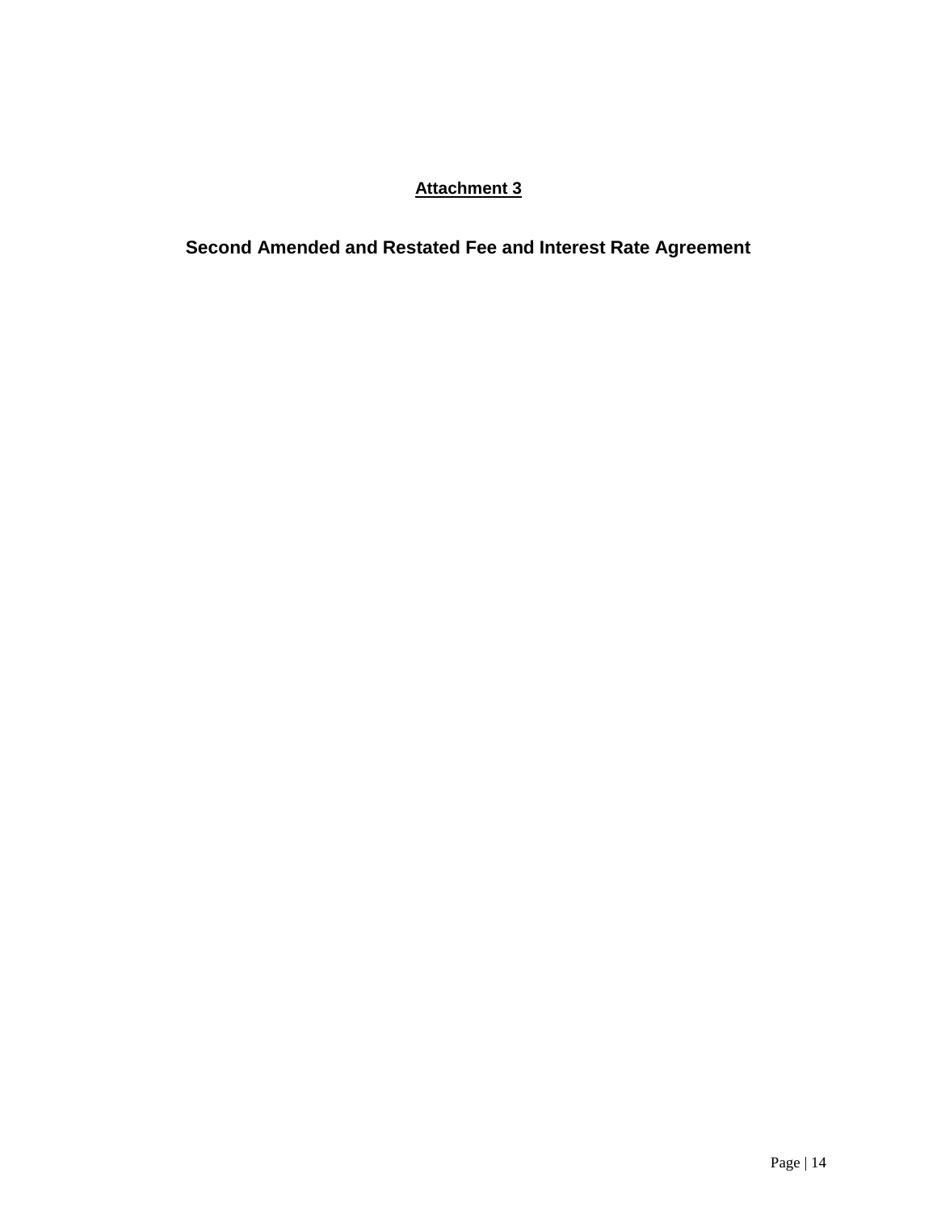**Attachment 3**

## Second Amended and Restated Fee and Interest Rate Agreement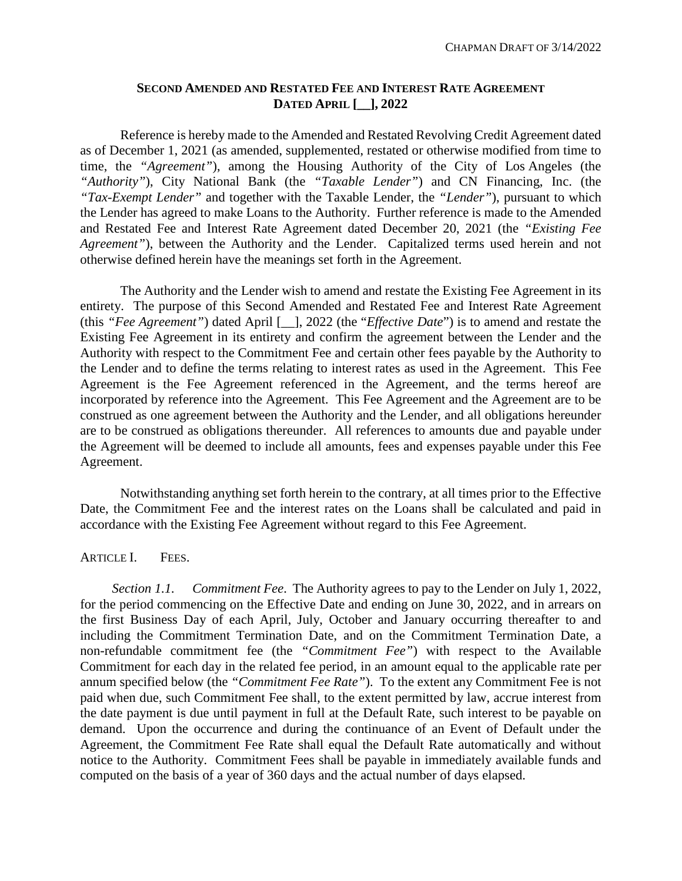## SECOND AMENDED AND RESTATED FEE AND INTEREST RATE AGREEMENT DATED APRIL [__], 2022

Reference is hereby made to the Amended and Restated Revolving Credit Agreement dated as of December 1, 2021 (as amended, supplemented, restated or otherwise modified from time to time, the *"Agreement"*), among the Housing Authority of the City of Los Angeles (the *"Authority"*), City National Bank (the *"Taxable Lender"*) and CN Financing, Inc. (the *"Tax-Exempt Lender"* and together with the Taxable Lender, the *"Lender"*), pursuant to which the Lender has agreed to make Loans to the Authority. Further reference is made to the Amended and Restated Fee and Interest Rate Agreement dated December 20, 2021 (the *"Existing Fee Agreement"*), between the Authority and the Lender. Capitalized terms used herein and not otherwise defined herein have the meanings set forth in the Agreement.

The Authority and the Lender wish to amend and restate the Existing Fee Agreement in its entirety. The purpose of this Second Amended and Restated Fee and Interest Rate Agreement (this *"Fee Agreement"*) dated April [__], 2022 (the "*Effective Date*") is to amend and restate the Existing Fee Agreement in its entirety and confirm the agreement between the Lender and the Authority with respect to the Commitment Fee and certain other fees payable by the Authority to the Lender and to define the terms relating to interest rates as used in the Agreement. This Fee Agreement is the Fee Agreement referenced in the Agreement, and the terms hereof are incorporated by reference into the Agreement. This Fee Agreement and the Agreement are to be construed as one agreement between the Authority and the Lender, and all obligations hereunder are to be construed as obligations thereunder. All references to amounts due and payable under the Agreement will be deemed to include all amounts, fees and expenses payable under this Fee Agreement.

Notwithstanding anything set forth herein to the contrary, at all times prior to the Effective Date, the Commitment Fee and the interest rates on the Loans shall be calculated and paid in accordance with the Existing Fee Agreement without regard to this Fee Agreement.

### ARTICLE I. FEES.

*Section 1.1. Commitment Fee*. The Authority agrees to pay to the Lender on July 1, 2022, for the period commencing on the Effective Date and ending on June 30, 2022, and in arrears on the first Business Day of each April, July, October and January occurring thereafter to and including the Commitment Termination Date, and on the Commitment Termination Date, a non-refundable commitment fee (the *"Commitment Fee"*) with respect to the Available Commitment for each day in the related fee period, in an amount equal to the applicable rate per annum specified below (the *"Commitment Fee Rate"*). To the extent any Commitment Fee is not paid when due, such Commitment Fee shall, to the extent permitted by law, accrue interest from the date payment is due until payment in full at the Default Rate, such interest to be payable on demand. Upon the occurrence and during the continuance of an Event of Default under the Agreement, the Commitment Fee Rate shall equal the Default Rate automatically and without notice to the Authority. Commitment Fees shall be payable in immediately available funds and computed on the basis of a year of 360 days and the actual number of days elapsed.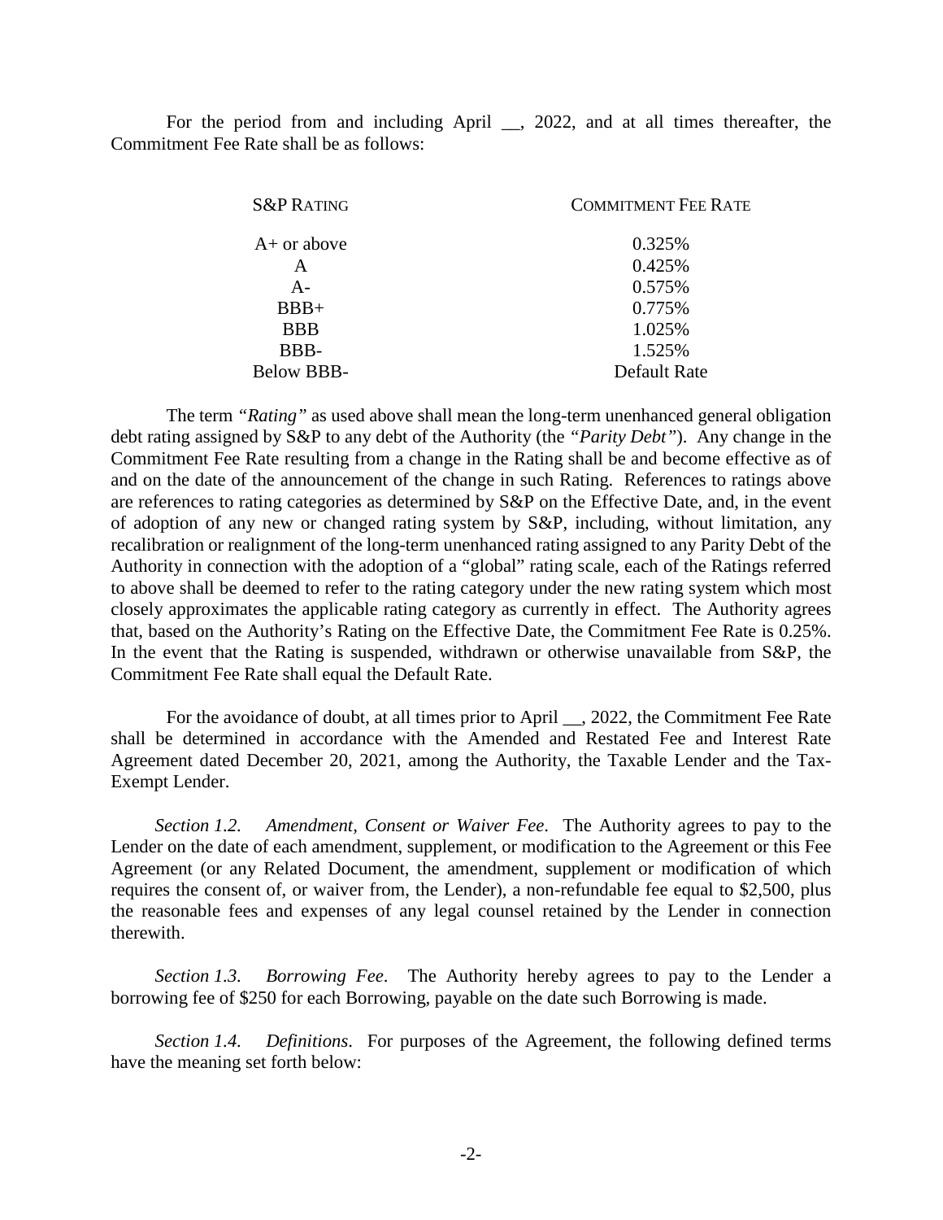For the period from and including April __, 2022, and at all times thereafter, the Commitment Fee Rate shall be as follows:

| S&P RATING | COMMITMENT FEE RATE |
|---|---|
| A+ or above | 0.325% |
| A | 0.425% |
| A- | 0.575% |
| BBB+ | 0.775% |
| BBB | 1.025% |
| BBB- | 1.525% |
| Below BBB- | Default Rate |

The term *"Rating"* as used above shall mean the long-term unenhanced general obligation debt rating assigned by S&P to any debt of the Authority (the *"Parity Debt"*). Any change in the Commitment Fee Rate resulting from a change in the Rating shall be and become effective as of and on the date of the announcement of the change in such Rating. References to ratings above are references to rating categories as determined by S&P on the Effective Date, and, in the event of adoption of any new or changed rating system by S&P, including, without limitation, any recalibration or realignment of the long-term unenhanced rating assigned to any Parity Debt of the Authority in connection with the adoption of a "global" rating scale, each of the Ratings referred to above shall be deemed to refer to the rating category under the new rating system which most closely approximates the applicable rating category as currently in effect. The Authority agrees that, based on the Authority's Rating on the Effective Date, the Commitment Fee Rate is 0.25%. In the event that the Rating is suspended, withdrawn or otherwise unavailable from S&P, the Commitment Fee Rate shall equal the Default Rate.

For the avoidance of doubt, at all times prior to April __, 2022, the Commitment Fee Rate shall be determined in accordance with the Amended and Restated Fee and Interest Rate Agreement dated December 20, 2021, among the Authority, the Taxable Lender and the Tax-Exempt Lender.

*Section 1.2. Amendment, Consent or Waiver Fee*. The Authority agrees to pay to the Lender on the date of each amendment, supplement, or modification to the Agreement or this Fee Agreement (or any Related Document, the amendment, supplement or modification of which requires the consent of, or waiver from, the Lender), a non-refundable fee equal to $2,500, plus the reasonable fees and expenses of any legal counsel retained by the Lender in connection therewith.

*Section 1.3. Borrowing Fee*. The Authority hereby agrees to pay to the Lender a borrowing fee of $250 for each Borrowing, payable on the date such Borrowing is made.

*Section 1.4. Definitions*. For purposes of the Agreement, the following defined terms have the meaning set forth below: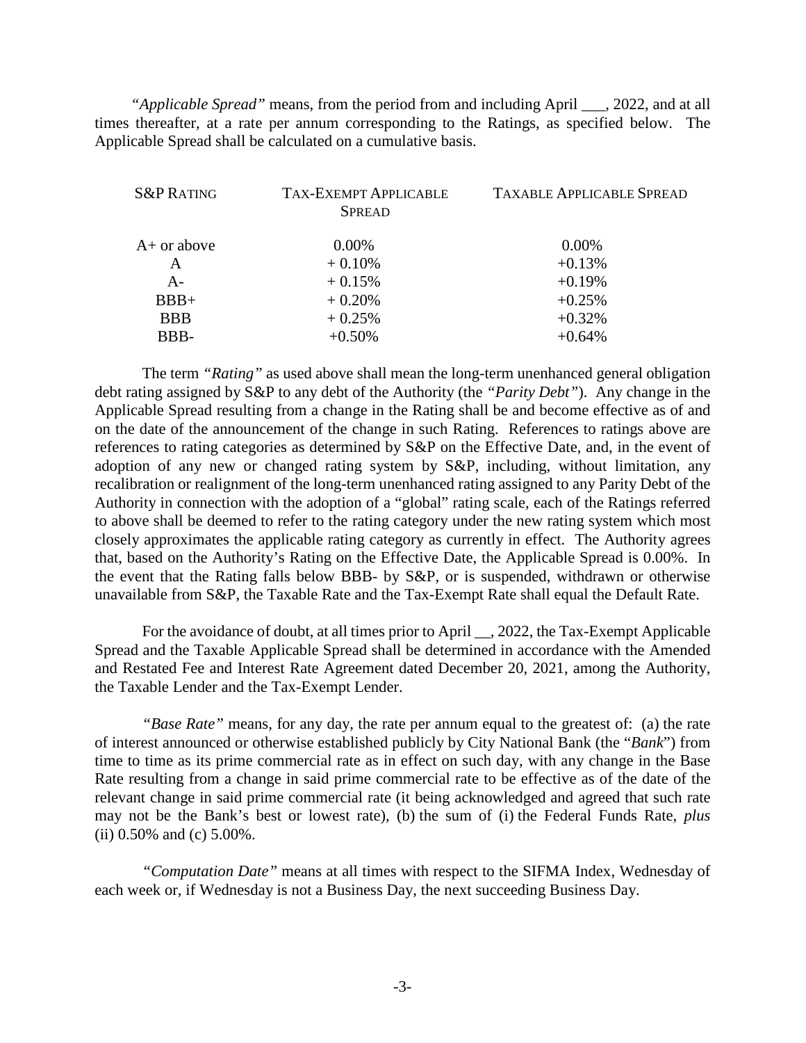*"Applicable Spread"* means, from the period from and including April ___, 2022, and at all times thereafter, at a rate per annum corresponding to the Ratings, as specified below. The Applicable Spread shall be calculated on a cumulative basis.

| S&P RATING | TAX-EXEMPT APPLICABLE SPREAD | TAXABLE APPLICABLE SPREAD |
|---|---|---|
| A+ or above | 0.00% | 0.00% |
| A | + 0.10% | +0.13% |
| A- | + 0.15% | +0.19% |
| BBB+ | + 0.20% | +0.25% |
| BBB | + 0.25% | +0.32% |
| BBB- | +0.50% | +0.64% |

The term *"Rating"* as used above shall mean the long-term unenhanced general obligation debt rating assigned by S&P to any debt of the Authority (the *"Parity Debt"*). Any change in the Applicable Spread resulting from a change in the Rating shall be and become effective as of and on the date of the announcement of the change in such Rating. References to ratings above are references to rating categories as determined by S&P on the Effective Date, and, in the event of adoption of any new or changed rating system by S&P, including, without limitation, any recalibration or realignment of the long-term unenhanced rating assigned to any Parity Debt of the Authority in connection with the adoption of a "global" rating scale, each of the Ratings referred to above shall be deemed to refer to the rating category under the new rating system which most closely approximates the applicable rating category as currently in effect. The Authority agrees that, based on the Authority's Rating on the Effective Date, the Applicable Spread is 0.00%. In the event that the Rating falls below BBB- by S&P, or is suspended, withdrawn or otherwise unavailable from S&P, the Taxable Rate and the Tax-Exempt Rate shall equal the Default Rate.

For the avoidance of doubt, at all times prior to April __, 2022, the Tax-Exempt Applicable Spread and the Taxable Applicable Spread shall be determined in accordance with the Amended and Restated Fee and Interest Rate Agreement dated December 20, 2021, among the Authority, the Taxable Lender and the Tax-Exempt Lender.

*"Base Rate"* means, for any day, the rate per annum equal to the greatest of: (a) the rate of interest announced or otherwise established publicly by City National Bank (the "*Bank*") from time to time as its prime commercial rate as in effect on such day, with any change in the Base Rate resulting from a change in said prime commercial rate to be effective as of the date of the relevant change in said prime commercial rate (it being acknowledged and agreed that such rate may not be the Bank's best or lowest rate), (b) the sum of (i) the Federal Funds Rate, *plus* (ii) 0.50% and (c) 5.00%.

*"Computation Date"* means at all times with respect to the SIFMA Index, Wednesday of each week or, if Wednesday is not a Business Day, the next succeeding Business Day.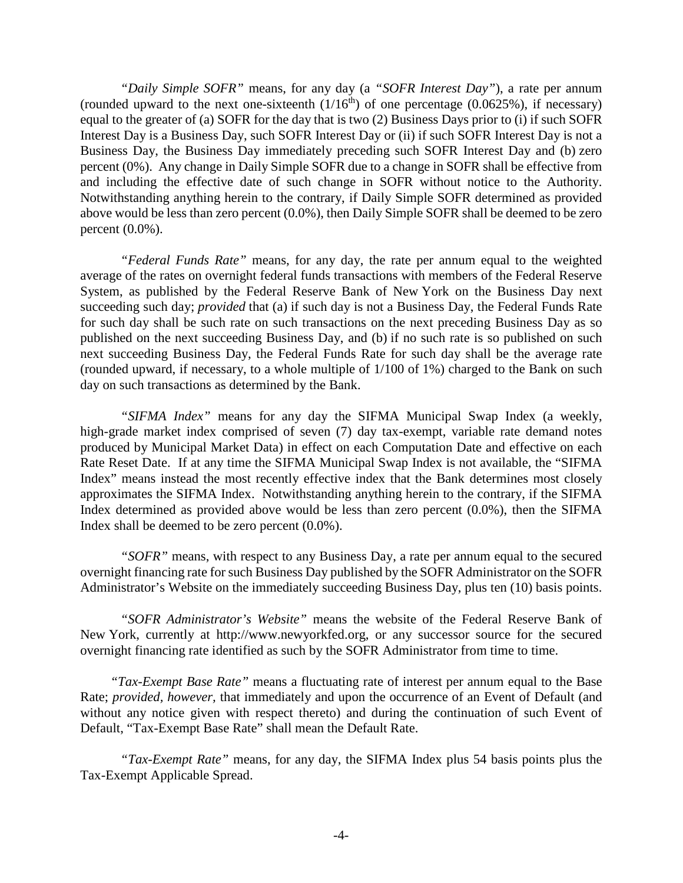*"Daily Simple SOFR"* means, for any day (a *"SOFR Interest Day"*), a rate per annum (rounded upward to the next one-sixteenth ($1/16^{th}$) of one percentage (0.0625%), if necessary) equal to the greater of (a) SOFR for the day that is two (2) Business Days prior to (i) if such SOFR Interest Day is a Business Day, such SOFR Interest Day or (ii) if such SOFR Interest Day is not a Business Day, the Business Day immediately preceding such SOFR Interest Day and (b) zero percent (0%). Any change in Daily Simple SOFR due to a change in SOFR shall be effective from and including the effective date of such change in SOFR without notice to the Authority. Notwithstanding anything herein to the contrary, if Daily Simple SOFR determined as provided above would be less than zero percent (0.0%), then Daily Simple SOFR shall be deemed to be zero percent (0.0%).

*"Federal Funds Rate"* means, for any day, the rate per annum equal to the weighted average of the rates on overnight federal funds transactions with members of the Federal Reserve System, as published by the Federal Reserve Bank of New York on the Business Day next succeeding such day; *provided* that (a) if such day is not a Business Day, the Federal Funds Rate for such day shall be such rate on such transactions on the next preceding Business Day as so published on the next succeeding Business Day, and (b) if no such rate is so published on such next succeeding Business Day, the Federal Funds Rate for such day shall be the average rate (rounded upward, if necessary, to a whole multiple of 1/100 of 1%) charged to the Bank on such day on such transactions as determined by the Bank.

*"SIFMA Index"* means for any day the SIFMA Municipal Swap Index (a weekly, high-grade market index comprised of seven (7) day tax-exempt, variable rate demand notes produced by Municipal Market Data) in effect on each Computation Date and effective on each Rate Reset Date. If at any time the SIFMA Municipal Swap Index is not available, the "SIFMA Index" means instead the most recently effective index that the Bank determines most closely approximates the SIFMA Index. Notwithstanding anything herein to the contrary, if the SIFMA Index determined as provided above would be less than zero percent (0.0%), then the SIFMA Index shall be deemed to be zero percent (0.0%).

*"SOFR"* means, with respect to any Business Day, a rate per annum equal to the secured overnight financing rate for such Business Day published by the SOFR Administrator on the SOFR Administrator's Website on the immediately succeeding Business Day, plus ten (10) basis points.

*"SOFR Administrator's Website"* means the website of the Federal Reserve Bank of New York, currently at http://www.newyorkfed.org, or any successor source for the secured overnight financing rate identified as such by the SOFR Administrator from time to time.

*"Tax-Exempt Base Rate"* means a fluctuating rate of interest per annum equal to the Base Rate; *provided, however,* that immediately and upon the occurrence of an Event of Default (and without any notice given with respect thereto) and during the continuation of such Event of Default, "Tax-Exempt Base Rate" shall mean the Default Rate.

*"Tax-Exempt Rate"* means, for any day, the SIFMA Index plus 54 basis points plus the Tax-Exempt Applicable Spread.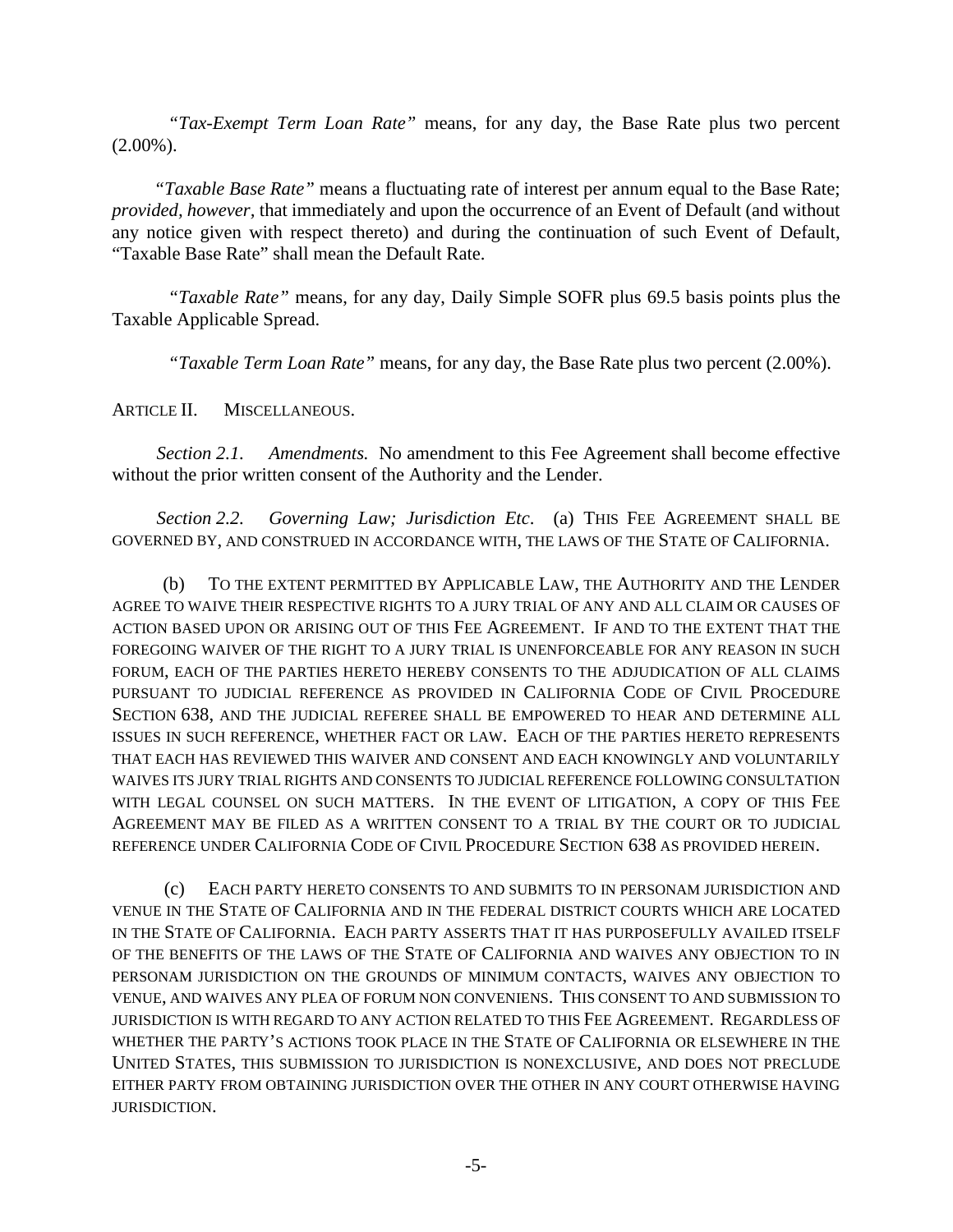*"Tax-Exempt Term Loan Rate"* means, for any day, the Base Rate plus two percent (2.00%).

*"Taxable Base Rate"* means a fluctuating rate of interest per annum equal to the Base Rate; *provided, however,* that immediately and upon the occurrence of an Event of Default (and without any notice given with respect thereto) and during the continuation of such Event of Default, "Taxable Base Rate" shall mean the Default Rate.

*"Taxable Rate"* means, for any day, Daily Simple SOFR plus 69.5 basis points plus the Taxable Applicable Spread.

*"Taxable Term Loan Rate"* means, for any day, the Base Rate plus two percent (2.00%).

## ARTICLE II. MISCELLANEOUS.

*Section 2.1. Amendments.* No amendment to this Fee Agreement shall become effective without the prior written consent of the Authority and the Lender.

*Section 2.2. Governing Law; Jurisdiction Etc.* (a) THIS FEE AGREEMENT SHALL BE GOVERNED BY, AND CONSTRUED IN ACCORDANCE WITH, THE LAWS OF THE STATE OF CALIFORNIA.

(b) TO THE EXTENT PERMITTED BY APPLICABLE LAW, THE AUTHORITY AND THE LENDER AGREE TO WAIVE THEIR RESPECTIVE RIGHTS TO A JURY TRIAL OF ANY AND ALL CLAIM OR CAUSES OF ACTION BASED UPON OR ARISING OUT OF THIS FEE AGREEMENT. IF AND TO THE EXTENT THAT THE FOREGOING WAIVER OF THE RIGHT TO A JURY TRIAL IS UNENFORCEABLE FOR ANY REASON IN SUCH FORUM, EACH OF THE PARTIES HERETO HEREBY CONSENTS TO THE ADJUDICATION OF ALL CLAIMS PURSUANT TO JUDICIAL REFERENCE AS PROVIDED IN CALIFORNIA CODE OF CIVIL PROCEDURE SECTION 638, AND THE JUDICIAL REFEREE SHALL BE EMPOWERED TO HEAR AND DETERMINE ALL ISSUES IN SUCH REFERENCE, WHETHER FACT OR LAW. EACH OF THE PARTIES HERETO REPRESENTS THAT EACH HAS REVIEWED THIS WAIVER AND CONSENT AND EACH KNOWINGLY AND VOLUNTARILY WAIVES ITS JURY TRIAL RIGHTS AND CONSENTS TO JUDICIAL REFERENCE FOLLOWING CONSULTATION WITH LEGAL COUNSEL ON SUCH MATTERS. IN THE EVENT OF LITIGATION, A COPY OF THIS FEE AGREEMENT MAY BE FILED AS A WRITTEN CONSENT TO A TRIAL BY THE COURT OR TO JUDICIAL REFERENCE UNDER CALIFORNIA CODE OF CIVIL PROCEDURE SECTION 638 AS PROVIDED HEREIN.

(c) EACH PARTY HERETO CONSENTS TO AND SUBMITS TO IN PERSONAM JURISDICTION AND VENUE IN THE STATE OF CALIFORNIA AND IN THE FEDERAL DISTRICT COURTS WHICH ARE LOCATED IN THE STATE OF CALIFORNIA. EACH PARTY ASSERTS THAT IT HAS PURPOSEFULLY AVAILED ITSELF OF THE BENEFITS OF THE LAWS OF THE STATE OF CALIFORNIA AND WAIVES ANY OBJECTION TO IN PERSONAM JURISDICTION ON THE GROUNDS OF MINIMUM CONTACTS, WAIVES ANY OBJECTION TO VENUE, AND WAIVES ANY PLEA OF FORUM NON CONVENIENS. THIS CONSENT TO AND SUBMISSION TO JURISDICTION IS WITH REGARD TO ANY ACTION RELATED TO THIS FEE AGREEMENT. REGARDLESS OF WHETHER THE PARTY'S ACTIONS TOOK PLACE IN THE STATE OF CALIFORNIA OR ELSEWHERE IN THE UNITED STATES, THIS SUBMISSION TO JURISDICTION IS NONEXCLUSIVE, AND DOES NOT PRECLUDE EITHER PARTY FROM OBTAINING JURISDICTION OVER THE OTHER IN ANY COURT OTHERWISE HAVING JURISDICTION.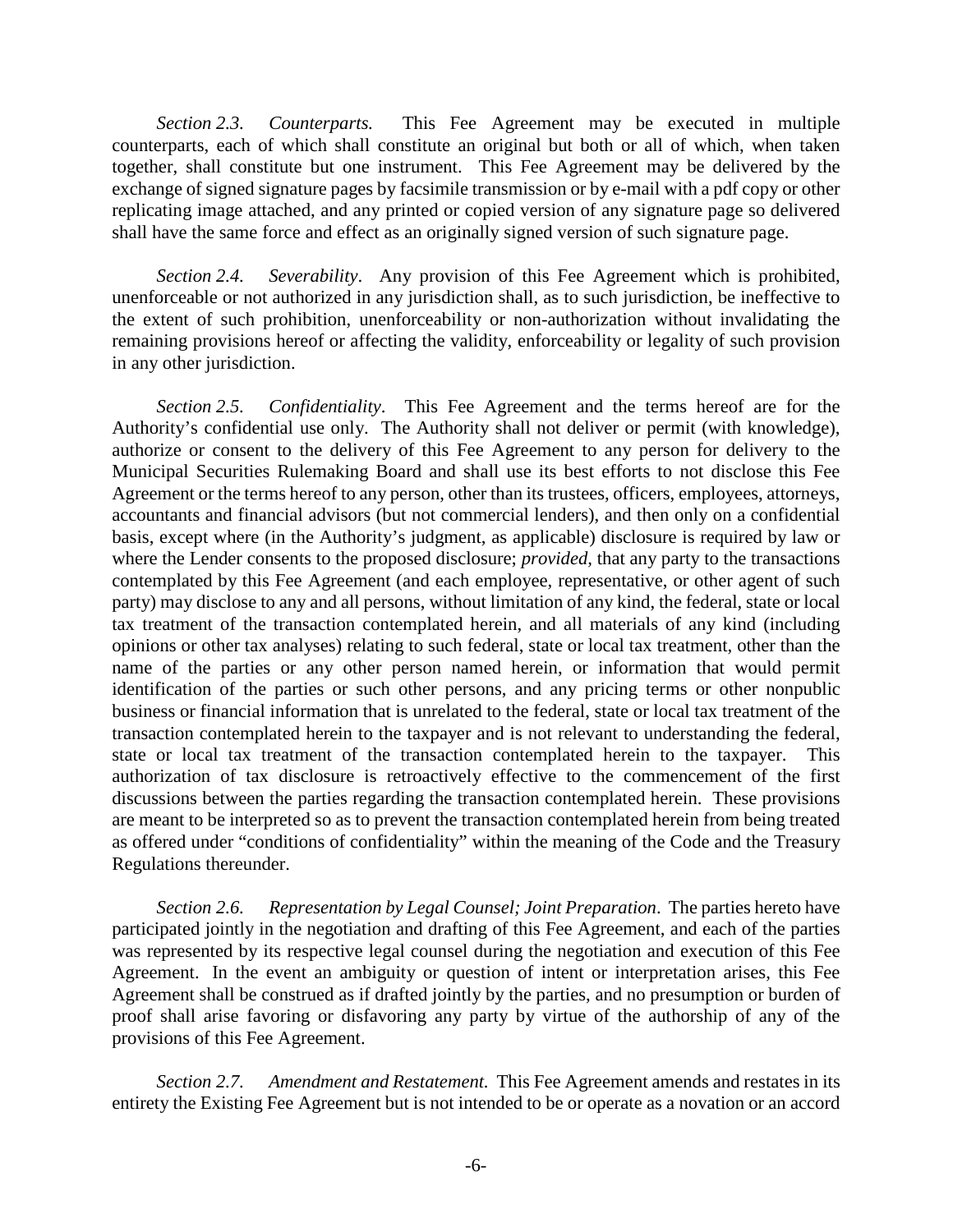*Section 2.3. Counterparts.* This Fee Agreement may be executed in multiple counterparts, each of which shall constitute an original but both or all of which, when taken together, shall constitute but one instrument. This Fee Agreement may be delivered by the exchange of signed signature pages by facsimile transmission or by e-mail with a pdf copy or other replicating image attached, and any printed or copied version of any signature page so delivered shall have the same force and effect as an originally signed version of such signature page.

*Section 2.4. Severability*. Any provision of this Fee Agreement which is prohibited, unenforceable or not authorized in any jurisdiction shall, as to such jurisdiction, be ineffective to the extent of such prohibition, unenforceability or non-authorization without invalidating the remaining provisions hereof or affecting the validity, enforceability or legality of such provision in any other jurisdiction.

*Section 2.5. Confidentiality*. This Fee Agreement and the terms hereof are for the Authority's confidential use only. The Authority shall not deliver or permit (with knowledge), authorize or consent to the delivery of this Fee Agreement to any person for delivery to the Municipal Securities Rulemaking Board and shall use its best efforts to not disclose this Fee Agreement or the terms hereof to any person, other than its trustees, officers, employees, attorneys, accountants and financial advisors (but not commercial lenders), and then only on a confidential basis, except where (in the Authority's judgment, as applicable) disclosure is required by law or where the Lender consents to the proposed disclosure; *provided,* that any party to the transactions contemplated by this Fee Agreement (and each employee, representative, or other agent of such party) may disclose to any and all persons, without limitation of any kind, the federal, state or local tax treatment of the transaction contemplated herein, and all materials of any kind (including opinions or other tax analyses) relating to such federal, state or local tax treatment, other than the name of the parties or any other person named herein, or information that would permit identification of the parties or such other persons, and any pricing terms or other nonpublic business or financial information that is unrelated to the federal, state or local tax treatment of the transaction contemplated herein to the taxpayer and is not relevant to understanding the federal, state or local tax treatment of the transaction contemplated herein to the taxpayer. This authorization of tax disclosure is retroactively effective to the commencement of the first discussions between the parties regarding the transaction contemplated herein. These provisions are meant to be interpreted so as to prevent the transaction contemplated herein from being treated as offered under "conditions of confidentiality" within the meaning of the Code and the Treasury Regulations thereunder.

*Section 2.6. Representation by Legal Counsel; Joint Preparation*. The parties hereto have participated jointly in the negotiation and drafting of this Fee Agreement, and each of the parties was represented by its respective legal counsel during the negotiation and execution of this Fee Agreement. In the event an ambiguity or question of intent or interpretation arises, this Fee Agreement shall be construed as if drafted jointly by the parties, and no presumption or burden of proof shall arise favoring or disfavoring any party by virtue of the authorship of any of the provisions of this Fee Agreement.

*Section 2.7. Amendment and Restatement.* This Fee Agreement amends and restates in its entirety the Existing Fee Agreement but is not intended to be or operate as a novation or an accord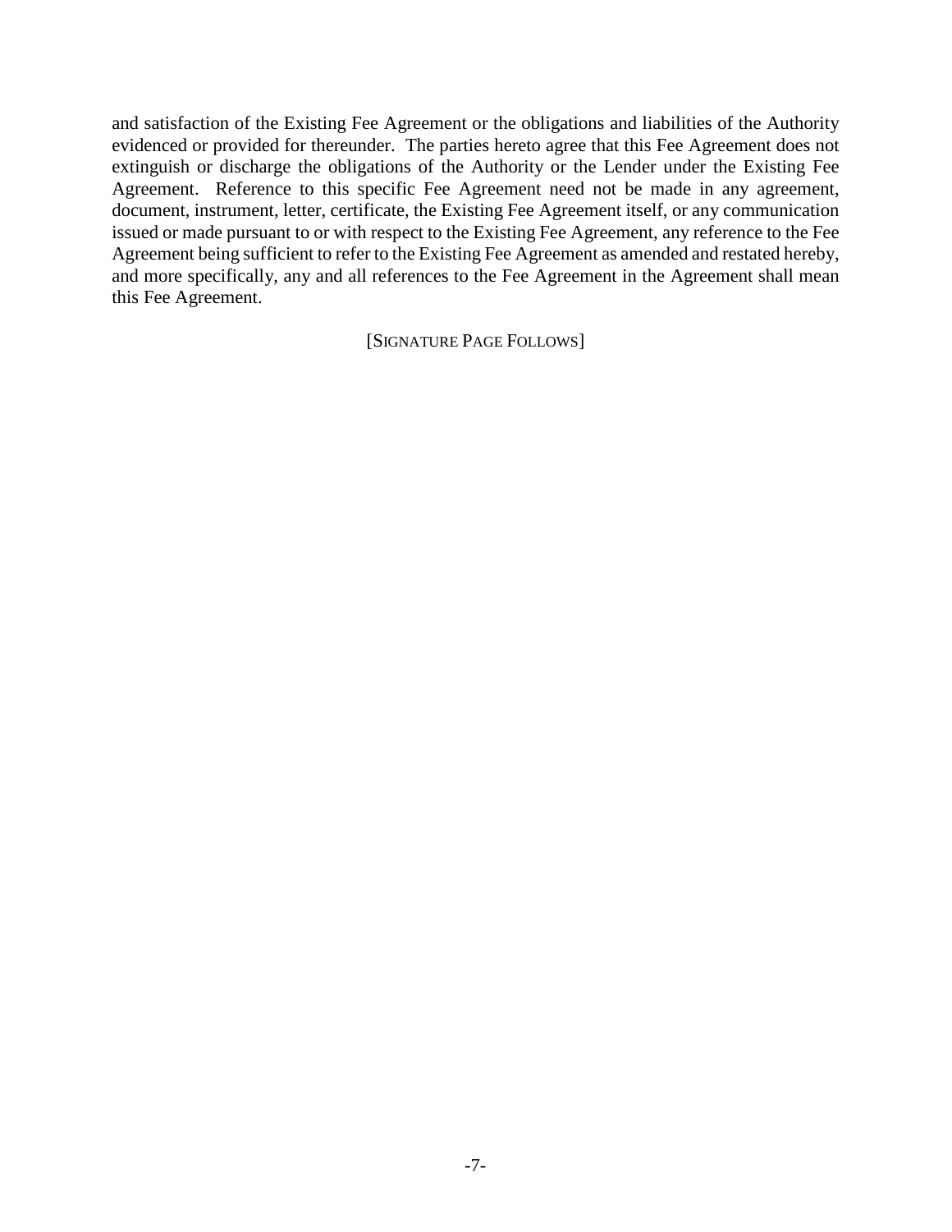and satisfaction of the Existing Fee Agreement or the obligations and liabilities of the Authority evidenced or provided for thereunder. The parties hereto agree that this Fee Agreement does not extinguish or discharge the obligations of the Authority or the Lender under the Existing Fee Agreement. Reference to this specific Fee Agreement need not be made in any agreement, document, instrument, letter, certificate, the Existing Fee Agreement itself, or any communication issued or made pursuant to or with respect to the Existing Fee Agreement, any reference to the Fee Agreement being sufficient to refer to the Existing Fee Agreement as amended and restated hereby, and more specifically, any and all references to the Fee Agreement in the Agreement shall mean this Fee Agreement.

[SIGNATURE PAGE FOLLOWS]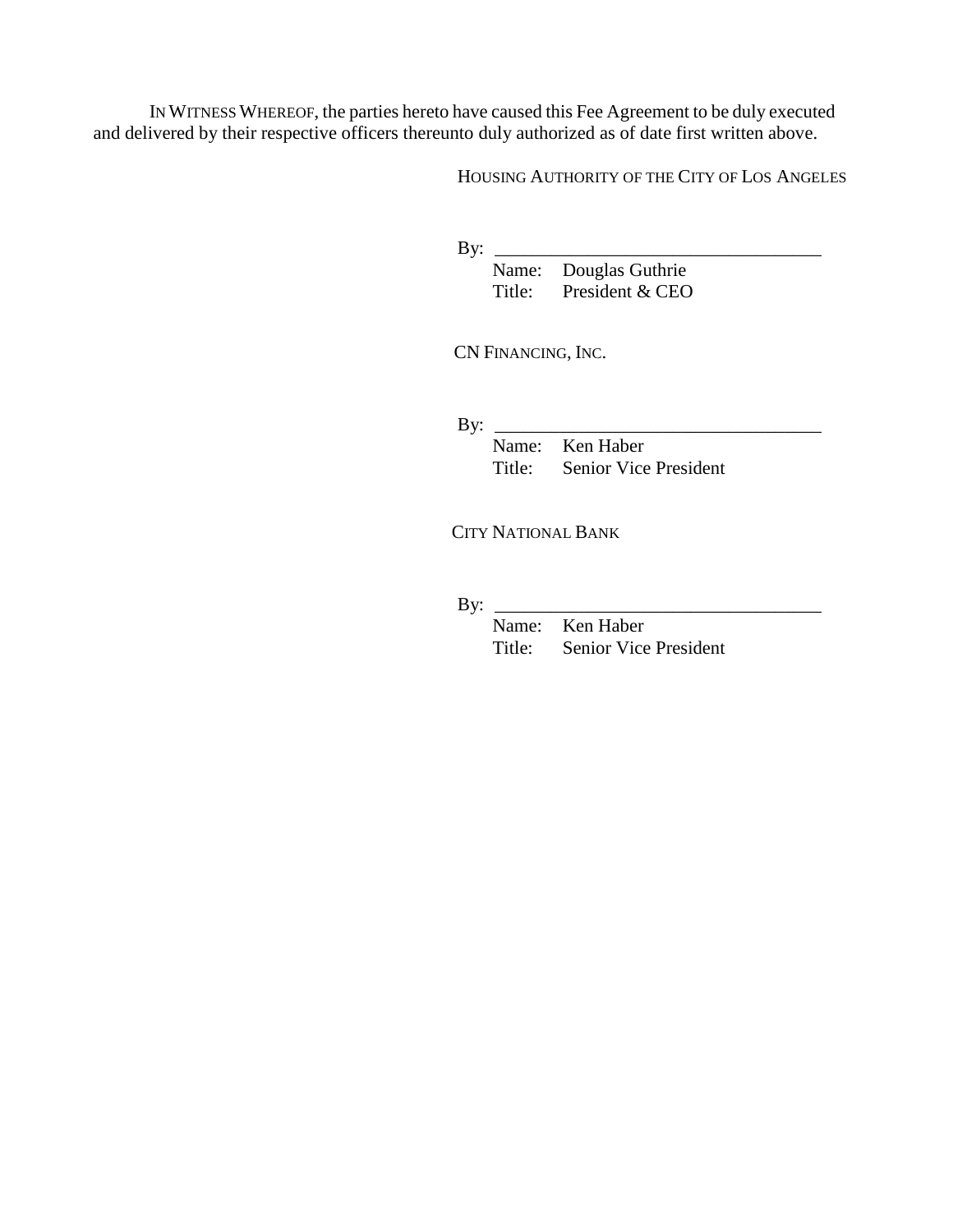IN WITNESS WHEREOF, the parties hereto have caused this Fee Agreement to be duly executed and delivered by their respective officers thereunto duly authorized as of date first written above.

HOUSING AUTHORITY OF THE CITY OF LOS ANGELES

By: ___________________________________
Name: Douglas Guthrie
Title: President & CEO

CN FINANCING, INC.

By: ___________________________________
Name: Ken Haber
Title: Senior Vice President

CITY NATIONAL BANK

By: ___________________________________
Name: Ken Haber
Title: Senior Vice President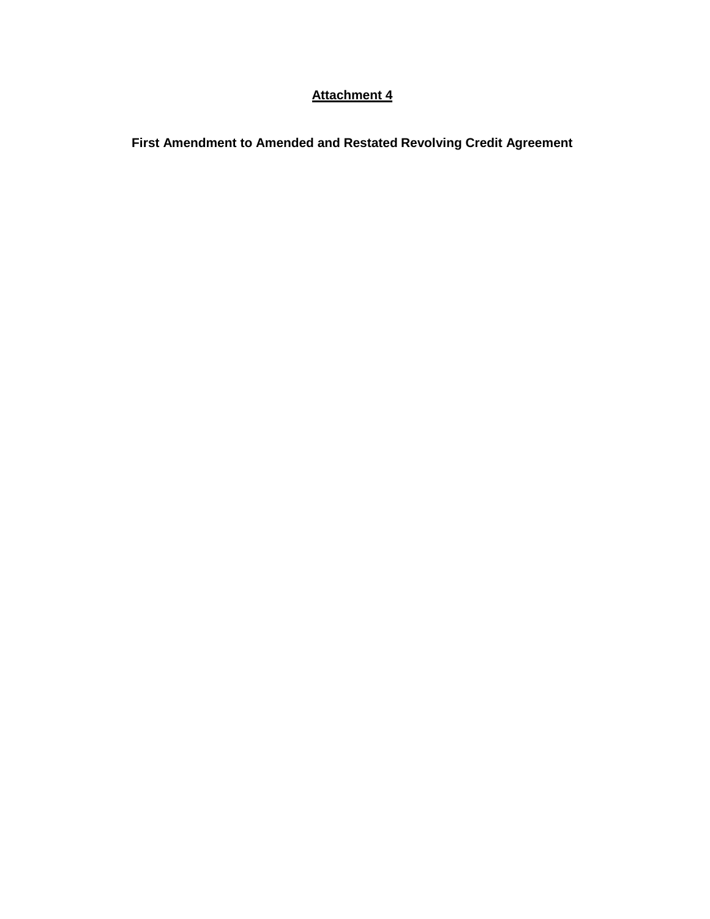**Attachment 4**

# First Amendment to Amended and Restated Revolving Credit Agreement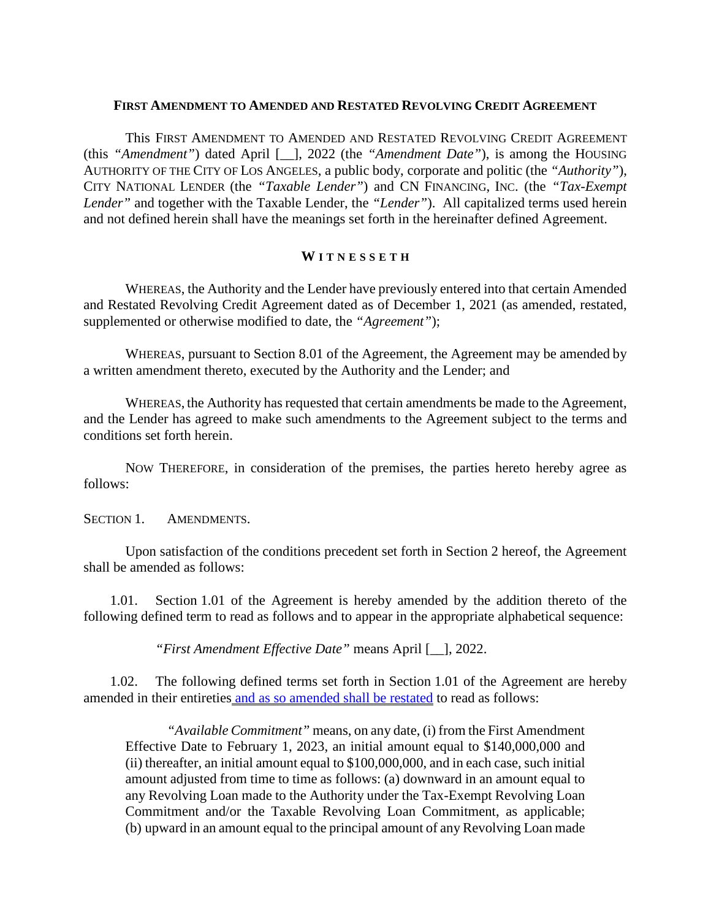**FIRST AMENDMENT TO AMENDED AND RESTATED REVOLVING CREDIT AGREEMENT**

This FIRST AMENDMENT TO AMENDED AND RESTATED REVOLVING CREDIT AGREEMENT (this *"Amendment"*) dated April [__], 2022 (the *"Amendment Date"*), is among the HOUSING AUTHORITY OF THE CITY OF LOS ANGELES, a public body, corporate and politic (the *"Authority"*), CITY NATIONAL LENDER (the *"Taxable Lender"*) and CN FINANCING, INC. (the *"Tax-Exempt Lender"* and together with the Taxable Lender, the *"Lender"*). All capitalized terms used herein and not defined herein shall have the meanings set forth in the hereinafter defined Agreement.

**WITNESSETH**

WHEREAS, the Authority and the Lender have previously entered into that certain Amended and Restated Revolving Credit Agreement dated as of December 1, 2021 (as amended, restated, supplemented or otherwise modified to date, the *"Agreement"*);

WHEREAS, pursuant to Section 8.01 of the Agreement, the Agreement may be amended by a written amendment thereto, executed by the Authority and the Lender; and

WHEREAS, the Authority has requested that certain amendments be made to the Agreement, and the Lender has agreed to make such amendments to the Agreement subject to the terms and conditions set forth herein.

NOW THEREFORE, in consideration of the premises, the parties hereto hereby agree as follows:

SECTION 1. AMENDMENTS.

Upon satisfaction of the conditions precedent set forth in Section 2 hereof, the Agreement shall be amended as follows:

1.01. Section 1.01 of the Agreement is hereby amended by the addition thereto of the following defined term to read as follows and to appear in the appropriate alphabetical sequence:

*"First Amendment Effective Date"* means April [__], 2022.

1.02. The following defined terms set forth in Section 1.01 of the Agreement are hereby amended in their entireties and as so amended shall be restated to read as follows:

> *"Available Commitment"* means, on any date, (i) from the First Amendment Effective Date to February 1, 2023, an initial amount equal to $140,000,000 and (ii) thereafter, an initial amount equal to $100,000,000, and in each case, such initial amount adjusted from time to time as follows: (a) downward in an amount equal to any Revolving Loan made to the Authority under the Tax-Exempt Revolving Loan Commitment and/or the Taxable Revolving Loan Commitment, as applicable; (b) upward in an amount equal to the principal amount of any Revolving Loan made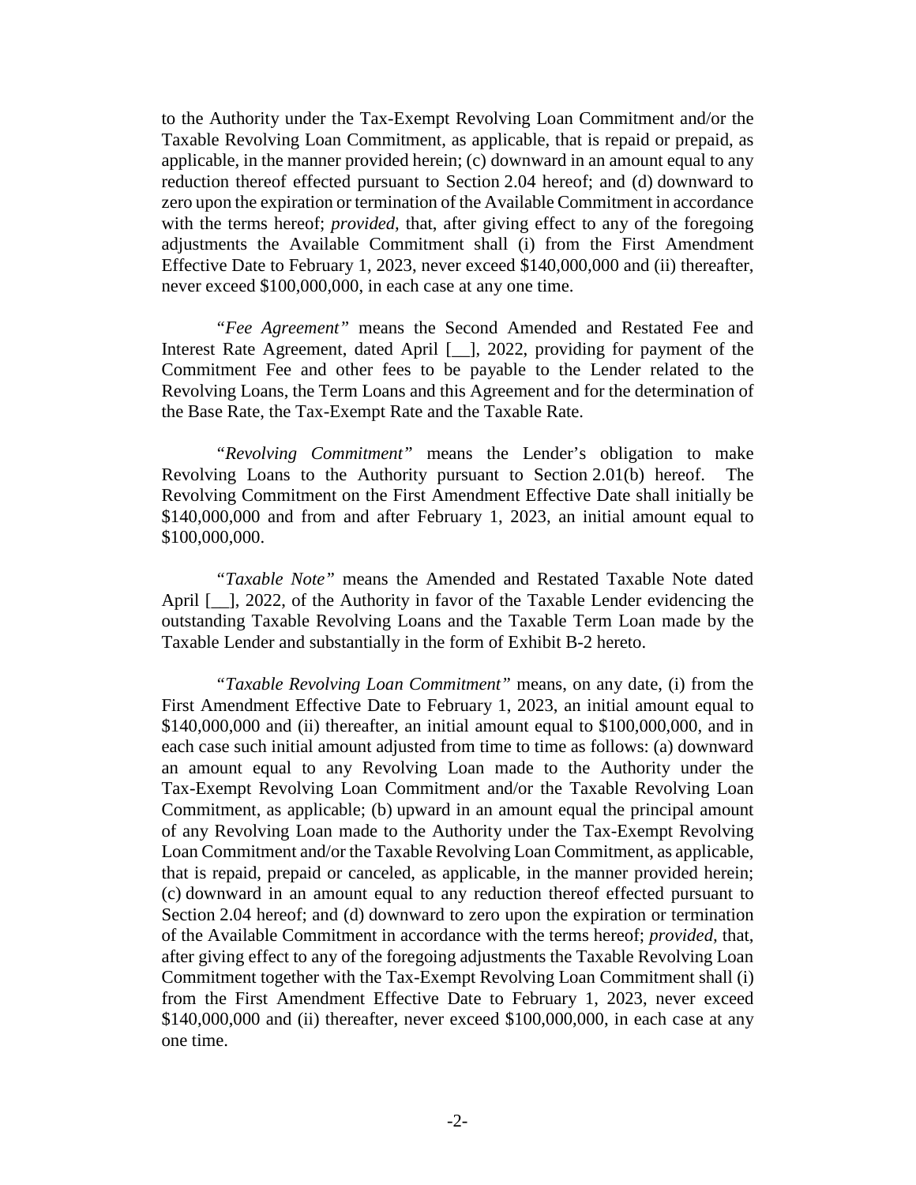to the Authority under the Tax-Exempt Revolving Loan Commitment and/or the Taxable Revolving Loan Commitment, as applicable, that is repaid or prepaid, as applicable, in the manner provided herein; (c) downward in an amount equal to any reduction thereof effected pursuant to Section 2.04 hereof; and (d) downward to zero upon the expiration or termination of the Available Commitment in accordance with the terms hereof; *provided*, that, after giving effect to any of the foregoing adjustments the Available Commitment shall (i) from the First Amendment Effective Date to February 1, 2023, never exceed $140,000,000 and (ii) thereafter, never exceed $100,000,000, in each case at any one time.

"*Fee Agreement*" means the Second Amended and Restated Fee and Interest Rate Agreement, dated April [__], 2022, providing for payment of the Commitment Fee and other fees to be payable to the Lender related to the Revolving Loans, the Term Loans and this Agreement and for the determination of the Base Rate, the Tax-Exempt Rate and the Taxable Rate.

"*Revolving Commitment*" means the Lender's obligation to make Revolving Loans to the Authority pursuant to Section 2.01(b) hereof. The Revolving Commitment on the First Amendment Effective Date shall initially be $140,000,000 and from and after February 1, 2023, an initial amount equal to $100,000,000.

"*Taxable Note*" means the Amended and Restated Taxable Note dated April [__], 2022, of the Authority in favor of the Taxable Lender evidencing the outstanding Taxable Revolving Loans and the Taxable Term Loan made by the Taxable Lender and substantially in the form of Exhibit B-2 hereto.

"*Taxable Revolving Loan Commitment*" means, on any date, (i) from the First Amendment Effective Date to February 1, 2023, an initial amount equal to $140,000,000 and (ii) thereafter, an initial amount equal to $100,000,000, and in each case such initial amount adjusted from time to time as follows: (a) downward an amount equal to any Revolving Loan made to the Authority under the Tax-Exempt Revolving Loan Commitment and/or the Taxable Revolving Loan Commitment, as applicable; (b) upward in an amount equal the principal amount of any Revolving Loan made to the Authority under the Tax-Exempt Revolving Loan Commitment and/or the Taxable Revolving Loan Commitment, as applicable, that is repaid, prepaid or canceled, as applicable, in the manner provided herein; (c) downward in an amount equal to any reduction thereof effected pursuant to Section 2.04 hereof; and (d) downward to zero upon the expiration or termination of the Available Commitment in accordance with the terms hereof; *provided*, that, after giving effect to any of the foregoing adjustments the Taxable Revolving Loan Commitment together with the Tax-Exempt Revolving Loan Commitment shall (i) from the First Amendment Effective Date to February 1, 2023, never exceed $140,000,000 and (ii) thereafter, never exceed $100,000,000, in each case at any one time.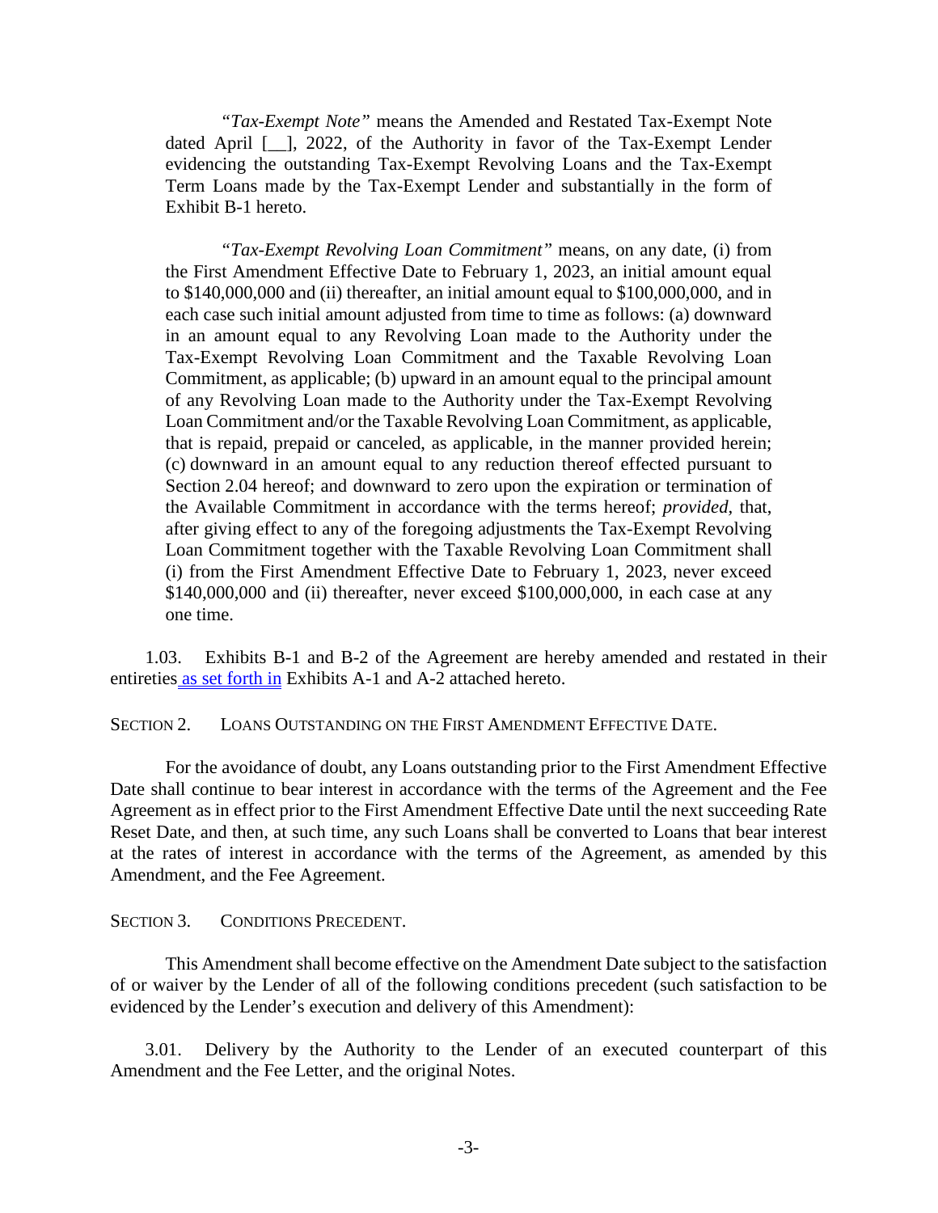*"Tax-Exempt Note"* means the Amended and Restated Tax-Exempt Note dated April [__], 2022, of the Authority in favor of the Tax-Exempt Lender evidencing the outstanding Tax-Exempt Revolving Loans and the Tax-Exempt Term Loans made by the Tax-Exempt Lender and substantially in the form of Exhibit B-1 hereto.

*"Tax-Exempt Revolving Loan Commitment"* means, on any date, (i) from the First Amendment Effective Date to February 1, 2023, an initial amount equal to $140,000,000 and (ii) thereafter, an initial amount equal to $100,000,000, and in each case such initial amount adjusted from time to time as follows: (a) downward in an amount equal to any Revolving Loan made to the Authority under the Tax-Exempt Revolving Loan Commitment and the Taxable Revolving Loan Commitment, as applicable; (b) upward in an amount equal to the principal amount of any Revolving Loan made to the Authority under the Tax-Exempt Revolving Loan Commitment and/or the Taxable Revolving Loan Commitment, as applicable, that is repaid, prepaid or canceled, as applicable, in the manner provided herein; (c) downward in an amount equal to any reduction thereof effected pursuant to Section 2.04 hereof; and downward to zero upon the expiration or termination of the Available Commitment in accordance with the terms hereof; *provided*, that, after giving effect to any of the foregoing adjustments the Tax-Exempt Revolving Loan Commitment together with the Taxable Revolving Loan Commitment shall (i) from the First Amendment Effective Date to February 1, 2023, never exceed $140,000,000 and (ii) thereafter, never exceed $100,000,000, in each case at any one time.

1.03. Exhibits B-1 and B-2 of the Agreement are hereby amended and restated in their entireties as set forth in Exhibits A-1 and A-2 attached hereto.

SECTION 2. LOANS OUTSTANDING ON THE FIRST AMENDMENT EFFECTIVE DATE.

For the avoidance of doubt, any Loans outstanding prior to the First Amendment Effective Date shall continue to bear interest in accordance with the terms of the Agreement and the Fee Agreement as in effect prior to the First Amendment Effective Date until the next succeeding Rate Reset Date, and then, at such time, any such Loans shall be converted to Loans that bear interest at the rates of interest in accordance with the terms of the Agreement, as amended by this Amendment, and the Fee Agreement.

SECTION 3. CONDITIONS PRECEDENT.

This Amendment shall become effective on the Amendment Date subject to the satisfaction of or waiver by the Lender of all of the following conditions precedent (such satisfaction to be evidenced by the Lender's execution and delivery of this Amendment):

3.01. Delivery by the Authority to the Lender of an executed counterpart of this Amendment and the Fee Letter, and the original Notes.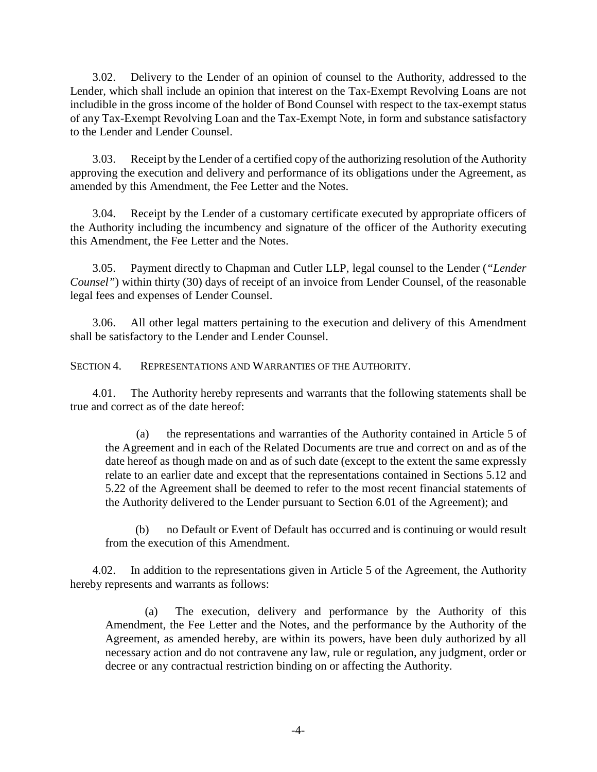3.02. Delivery to the Lender of an opinion of counsel to the Authority, addressed to the Lender, which shall include an opinion that interest on the Tax-Exempt Revolving Loans are not includible in the gross income of the holder of Bond Counsel with respect to the tax-exempt status of any Tax-Exempt Revolving Loan and the Tax-Exempt Note, in form and substance satisfactory to the Lender and Lender Counsel.

3.03. Receipt by the Lender of a certified copy of the authorizing resolution of the Authority approving the execution and delivery and performance of its obligations under the Agreement, as amended by this Amendment, the Fee Letter and the Notes.

3.04. Receipt by the Lender of a customary certificate executed by appropriate officers of the Authority including the incumbency and signature of the officer of the Authority executing this Amendment, the Fee Letter and the Notes.

3.05. Payment directly to Chapman and Cutler LLP, legal counsel to the Lender (*"Lender Counsel"*) within thirty (30) days of receipt of an invoice from Lender Counsel, of the reasonable legal fees and expenses of Lender Counsel.

3.06. All other legal matters pertaining to the execution and delivery of this Amendment shall be satisfactory to the Lender and Lender Counsel.

SECTION 4. REPRESENTATIONS AND WARRANTIES OF THE AUTHORITY.

4.01. The Authority hereby represents and warrants that the following statements shall be true and correct as of the date hereof:

(a) the representations and warranties of the Authority contained in Article 5 of the Agreement and in each of the Related Documents are true and correct on and as of the date hereof as though made on and as of such date (except to the extent the same expressly relate to an earlier date and except that the representations contained in Sections 5.12 and 5.22 of the Agreement shall be deemed to refer to the most recent financial statements of the Authority delivered to the Lender pursuant to Section 6.01 of the Agreement); and

(b) no Default or Event of Default has occurred and is continuing or would result from the execution of this Amendment.

4.02. In addition to the representations given in Article 5 of the Agreement, the Authority hereby represents and warrants as follows:

(a) The execution, delivery and performance by the Authority of this Amendment, the Fee Letter and the Notes, and the performance by the Authority of the Agreement, as amended hereby, are within its powers, have been duly authorized by all necessary action and do not contravene any law, rule or regulation, any judgment, order or decree or any contractual restriction binding on or affecting the Authority.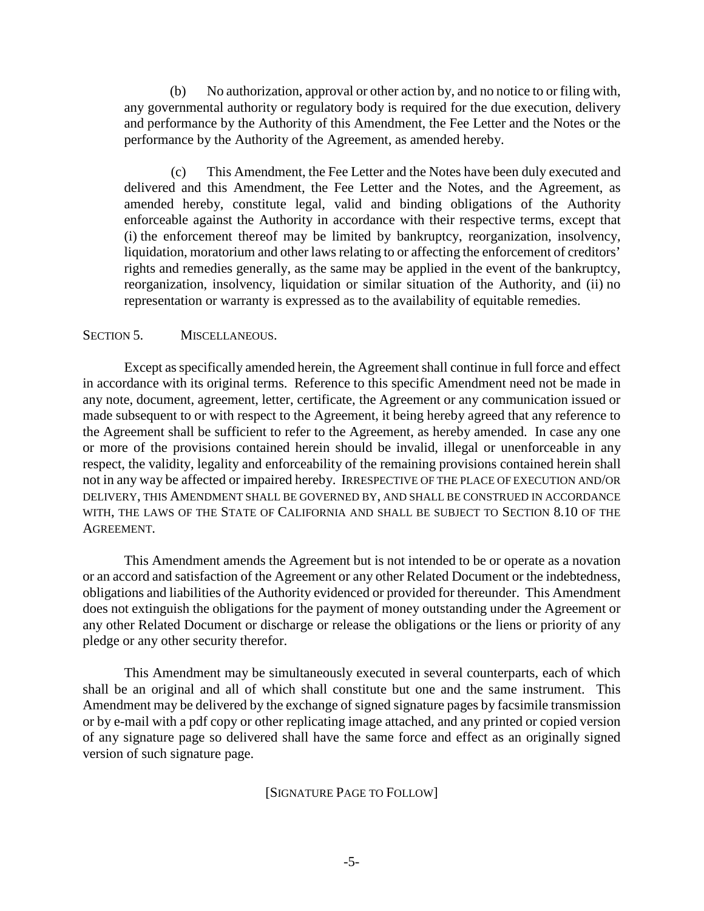(b) No authorization, approval or other action by, and no notice to or filing with, any governmental authority or regulatory body is required for the due execution, delivery and performance by the Authority of this Amendment, the Fee Letter and the Notes or the performance by the Authority of the Agreement, as amended hereby.

(c) This Amendment, the Fee Letter and the Notes have been duly executed and delivered and this Amendment, the Fee Letter and the Notes, and the Agreement, as amended hereby, constitute legal, valid and binding obligations of the Authority enforceable against the Authority in accordance with their respective terms, except that (i) the enforcement thereof may be limited by bankruptcy, reorganization, insolvency, liquidation, moratorium and other laws relating to or affecting the enforcement of creditors' rights and remedies generally, as the same may be applied in the event of the bankruptcy, reorganization, insolvency, liquidation or similar situation of the Authority, and (ii) no representation or warranty is expressed as to the availability of equitable remedies.

SECTION 5. MISCELLANEOUS.

Except as specifically amended herein, the Agreement shall continue in full force and effect in accordance with its original terms. Reference to this specific Amendment need not be made in any note, document, agreement, letter, certificate, the Agreement or any communication issued or made subsequent to or with respect to the Agreement, it being hereby agreed that any reference to the Agreement shall be sufficient to refer to the Agreement, as hereby amended. In case any one or more of the provisions contained herein should be invalid, illegal or unenforceable in any respect, the validity, legality and enforceability of the remaining provisions contained herein shall not in any way be affected or impaired hereby. IRRESPECTIVE OF THE PLACE OF EXECUTION AND/OR DELIVERY, THIS AMENDMENT SHALL BE GOVERNED BY, AND SHALL BE CONSTRUED IN ACCORDANCE WITH, THE LAWS OF THE STATE OF CALIFORNIA AND SHALL BE SUBJECT TO SECTION 8.10 OF THE AGREEMENT.

This Amendment amends the Agreement but is not intended to be or operate as a novation or an accord and satisfaction of the Agreement or any other Related Document or the indebtedness, obligations and liabilities of the Authority evidenced or provided for thereunder. This Amendment does not extinguish the obligations for the payment of money outstanding under the Agreement or any other Related Document or discharge or release the obligations or the liens or priority of any pledge or any other security therefor.

This Amendment may be simultaneously executed in several counterparts, each of which shall be an original and all of which shall constitute but one and the same instrument. This Amendment may be delivered by the exchange of signed signature pages by facsimile transmission or by e-mail with a pdf copy or other replicating image attached, and any printed or copied version of any signature page so delivered shall have the same force and effect as an originally signed version of such signature page.

[SIGNATURE PAGE TO FOLLOW]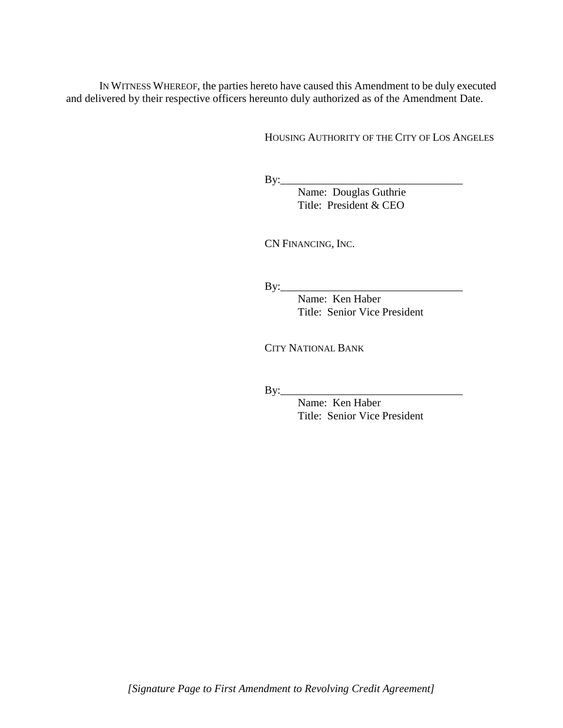IN WITNESS WHEREOF, the parties hereto have caused this Amendment to be duly executed and delivered by their respective officers hereunto duly authorized as of the Amendment Date.

HOUSING AUTHORITY OF THE CITY OF LOS ANGELES

By:_________________________________
Name: Douglas Guthrie
Title: President & CEO

CN FINANCING, INC.

By:_________________________________
Name: Ken Haber
Title: Senior Vice President

CITY NATIONAL BANK

By:_________________________________
Name: Ken Haber
Title: Senior Vice President

*[Signature Page to First Amendment to Revolving Credit Agreement]*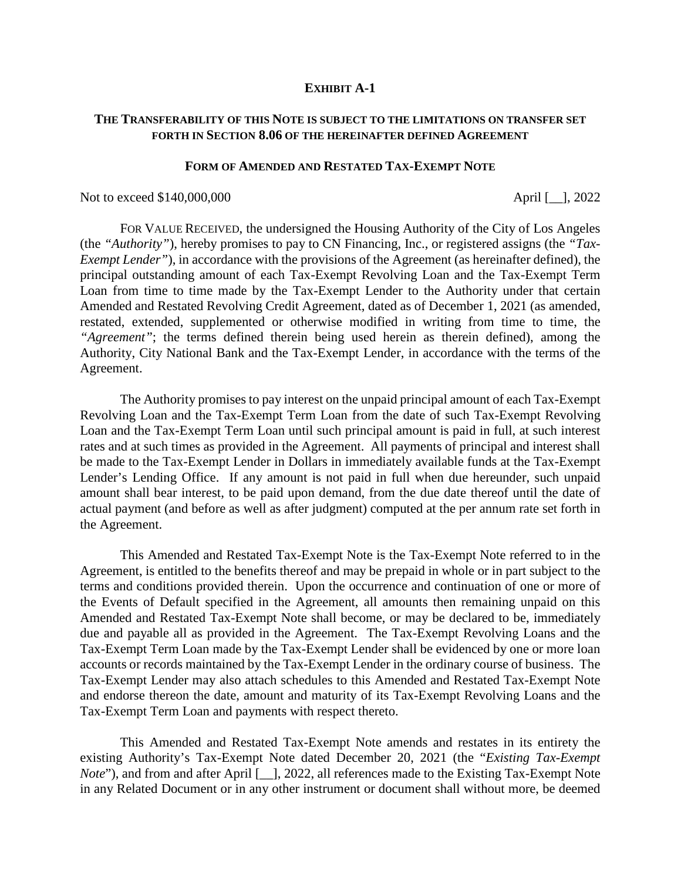**EXHIBIT A-1**

**THE TRANSFERABILITY OF THIS NOTE IS SUBJECT TO THE LIMITATIONS ON TRANSFER SET FORTH IN SECTION 8.06 OF THE HEREINAFTER DEFINED AGREEMENT**

**FORM OF AMENDED AND RESTATED TAX-EXEMPT NOTE**

Not to exceed $140,000,000 April [__], 2022

FOR VALUE RECEIVED, the undersigned the Housing Authority of the City of Los Angeles (the *"Authority"*), hereby promises to pay to CN Financing, Inc., or registered assigns (the *"Tax-Exempt Lender"*), in accordance with the provisions of the Agreement (as hereinafter defined), the principal outstanding amount of each Tax-Exempt Revolving Loan and the Tax-Exempt Term Loan from time to time made by the Tax-Exempt Lender to the Authority under that certain Amended and Restated Revolving Credit Agreement, dated as of December 1, 2021 (as amended, restated, extended, supplemented or otherwise modified in writing from time to time, the *"Agreement"*; the terms defined therein being used herein as therein defined), among the Authority, City National Bank and the Tax-Exempt Lender, in accordance with the terms of the Agreement.

The Authority promises to pay interest on the unpaid principal amount of each Tax-Exempt Revolving Loan and the Tax-Exempt Term Loan from the date of such Tax-Exempt Revolving Loan and the Tax-Exempt Term Loan until such principal amount is paid in full, at such interest rates and at such times as provided in the Agreement. All payments of principal and interest shall be made to the Tax-Exempt Lender in Dollars in immediately available funds at the Tax-Exempt Lender's Lending Office. If any amount is not paid in full when due hereunder, such unpaid amount shall bear interest, to be paid upon demand, from the due date thereof until the date of actual payment (and before as well as after judgment) computed at the per annum rate set forth in the Agreement.

This Amended and Restated Tax-Exempt Note is the Tax-Exempt Note referred to in the Agreement, is entitled to the benefits thereof and may be prepaid in whole or in part subject to the terms and conditions provided therein. Upon the occurrence and continuation of one or more of the Events of Default specified in the Agreement, all amounts then remaining unpaid on this Amended and Restated Tax-Exempt Note shall become, or may be declared to be, immediately due and payable all as provided in the Agreement. The Tax-Exempt Revolving Loans and the Tax-Exempt Term Loan made by the Tax-Exempt Lender shall be evidenced by one or more loan accounts or records maintained by the Tax-Exempt Lender in the ordinary course of business. The Tax-Exempt Lender may also attach schedules to this Amended and Restated Tax-Exempt Note and endorse thereon the date, amount and maturity of its Tax-Exempt Revolving Loans and the Tax-Exempt Term Loan and payments with respect thereto.

This Amended and Restated Tax-Exempt Note amends and restates in its entirety the existing Authority's Tax-Exempt Note dated December 20, 2021 (the "*Existing Tax-Exempt Note*"), and from and after April [__], 2022, all references made to the Existing Tax-Exempt Note in any Related Document or in any other instrument or document shall without more, be deemed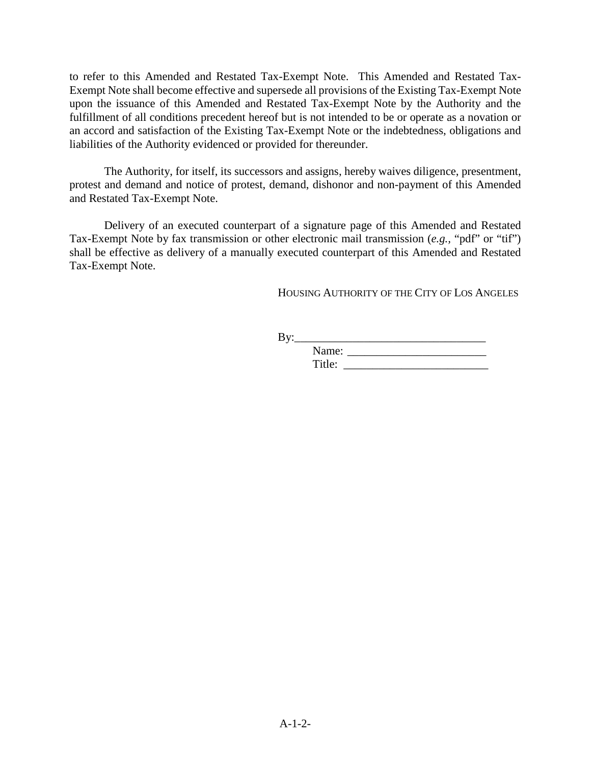to refer to this Amended and Restated Tax-Exempt Note. This Amended and Restated Tax-Exempt Note shall become effective and supersede all provisions of the Existing Tax-Exempt Note upon the issuance of this Amended and Restated Tax-Exempt Note by the Authority and the fulfillment of all conditions precedent hereof but is not intended to be or operate as a novation or an accord and satisfaction of the Existing Tax-Exempt Note or the indebtedness, obligations and liabilities of the Authority evidenced or provided for thereunder.

The Authority, for itself, its successors and assigns, hereby waives diligence, presentment, protest and demand and notice of protest, demand, dishonor and non-payment of this Amended and Restated Tax-Exempt Note.

Delivery of an executed counterpart of a signature page of this Amended and Restated Tax-Exempt Note by fax transmission or other electronic mail transmission (*e.g.*, "pdf" or "tif") shall be effective as delivery of a manually executed counterpart of this Amended and Restated Tax-Exempt Note.

HOUSING AUTHORITY OF THE CITY OF LOS ANGELES

By:________________________________
Name: ________________________
Title: _________________________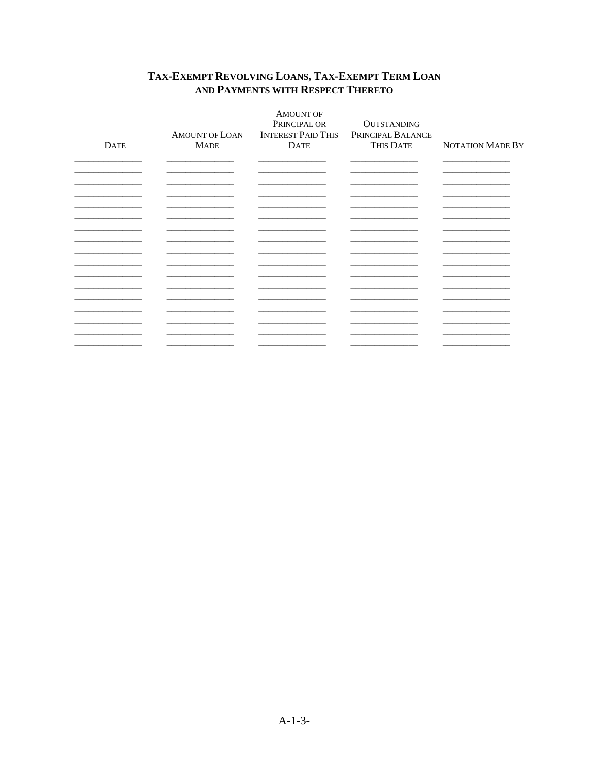## TAX-EXEMPT REVOLVING LOANS, TAX-EXEMPT TERM LOAN AND PAYMENTS WITH RESPECT THERETO

| DATE | AMOUNT OF LOAN MADE | AMOUNT OF PRINCIPAL OR INTEREST PAID THIS DATE | OUTSTANDING PRINCIPAL BALANCE THIS DATE | NOTATION MADE BY |
|---|---|---|---|---|
| ______________ | ______________ | ______________ | ______________ | ______________ |
| ______________ | ______________ | ______________ | ______________ | ______________ |
| ______________ | ______________ | ______________ | ______________ | ______________ |
| ______________ | ______________ | ______________ | ______________ | ______________ |
| ______________ | ______________ | ______________ | ______________ | ______________ |
| ______________ | ______________ | ______________ | ______________ | ______________ |
| ______________ | ______________ | ______________ | ______________ | ______________ |
| ______________ | ______________ | ______________ | ______________ | ______________ |
| ______________ | ______________ | ______________ | ______________ | ______________ |
| ______________ | ______________ | ______________ | ______________ | ______________ |
| ______________ | ______________ | ______________ | ______________ | ______________ |
| ______________ | ______________ | ______________ | ______________ | ______________ |
| ______________ | ______________ | ______________ | ______________ | ______________ |
| ______________ | ______________ | ______________ | ______________ | ______________ |
| ______________ | ______________ | ______________ | ______________ | ______________ |
| ______________ | ______________ | ______________ | ______________ | ______________ |
| ______________ | ______________ | ______________ | ______________ | ______________ |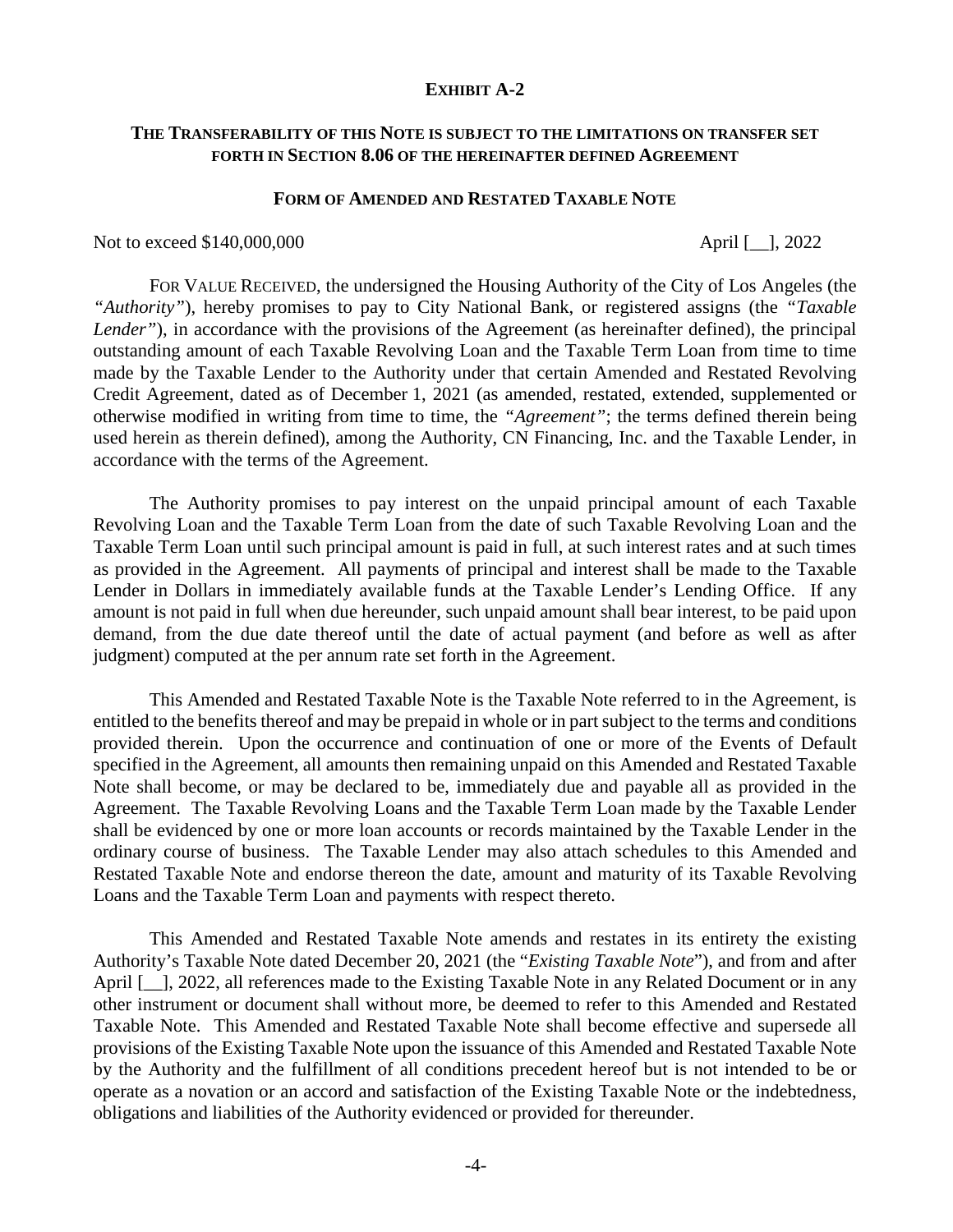**EXHIBIT A-2**

**THE TRANSFERABILITY OF THIS NOTE IS SUBJECT TO THE LIMITATIONS ON TRANSFER SET FORTH IN SECTION 8.06 OF THE HEREINAFTER DEFINED AGREEMENT**

**FORM OF AMENDED AND RESTATED TAXABLE NOTE**

Not to exceed $140,000,000 April [__], 2022

FOR VALUE RECEIVED, the undersigned the Housing Authority of the City of Los Angeles (the *"Authority"*), hereby promises to pay to City National Bank, or registered assigns (the *"Taxable Lender"*), in accordance with the provisions of the Agreement (as hereinafter defined), the principal outstanding amount of each Taxable Revolving Loan and the Taxable Term Loan from time to time made by the Taxable Lender to the Authority under that certain Amended and Restated Revolving Credit Agreement, dated as of December 1, 2021 (as amended, restated, extended, supplemented or otherwise modified in writing from time to time, the *"Agreement"*; the terms defined therein being used herein as therein defined), among the Authority, CN Financing, Inc. and the Taxable Lender, in accordance with the terms of the Agreement.

The Authority promises to pay interest on the unpaid principal amount of each Taxable Revolving Loan and the Taxable Term Loan from the date of such Taxable Revolving Loan and the Taxable Term Loan until such principal amount is paid in full, at such interest rates and at such times as provided in the Agreement. All payments of principal and interest shall be made to the Taxable Lender in Dollars in immediately available funds at the Taxable Lender's Lending Office. If any amount is not paid in full when due hereunder, such unpaid amount shall bear interest, to be paid upon demand, from the due date thereof until the date of actual payment (and before as well as after judgment) computed at the per annum rate set forth in the Agreement.

This Amended and Restated Taxable Note is the Taxable Note referred to in the Agreement, is entitled to the benefits thereof and may be prepaid in whole or in part subject to the terms and conditions provided therein. Upon the occurrence and continuation of one or more of the Events of Default specified in the Agreement, all amounts then remaining unpaid on this Amended and Restated Taxable Note shall become, or may be declared to be, immediately due and payable all as provided in the Agreement. The Taxable Revolving Loans and the Taxable Term Loan made by the Taxable Lender shall be evidenced by one or more loan accounts or records maintained by the Taxable Lender in the ordinary course of business. The Taxable Lender may also attach schedules to this Amended and Restated Taxable Note and endorse thereon the date, amount and maturity of its Taxable Revolving Loans and the Taxable Term Loan and payments with respect thereto.

This Amended and Restated Taxable Note amends and restates in its entirety the existing Authority's Taxable Note dated December 20, 2021 (the "*Existing Taxable Note*"), and from and after April [__], 2022, all references made to the Existing Taxable Note in any Related Document or in any other instrument or document shall without more, be deemed to refer to this Amended and Restated Taxable Note. This Amended and Restated Taxable Note shall become effective and supersede all provisions of the Existing Taxable Note upon the issuance of this Amended and Restated Taxable Note by the Authority and the fulfillment of all conditions precedent hereof but is not intended to be or operate as a novation or an accord and satisfaction of the Existing Taxable Note or the indebtedness, obligations and liabilities of the Authority evidenced or provided for thereunder.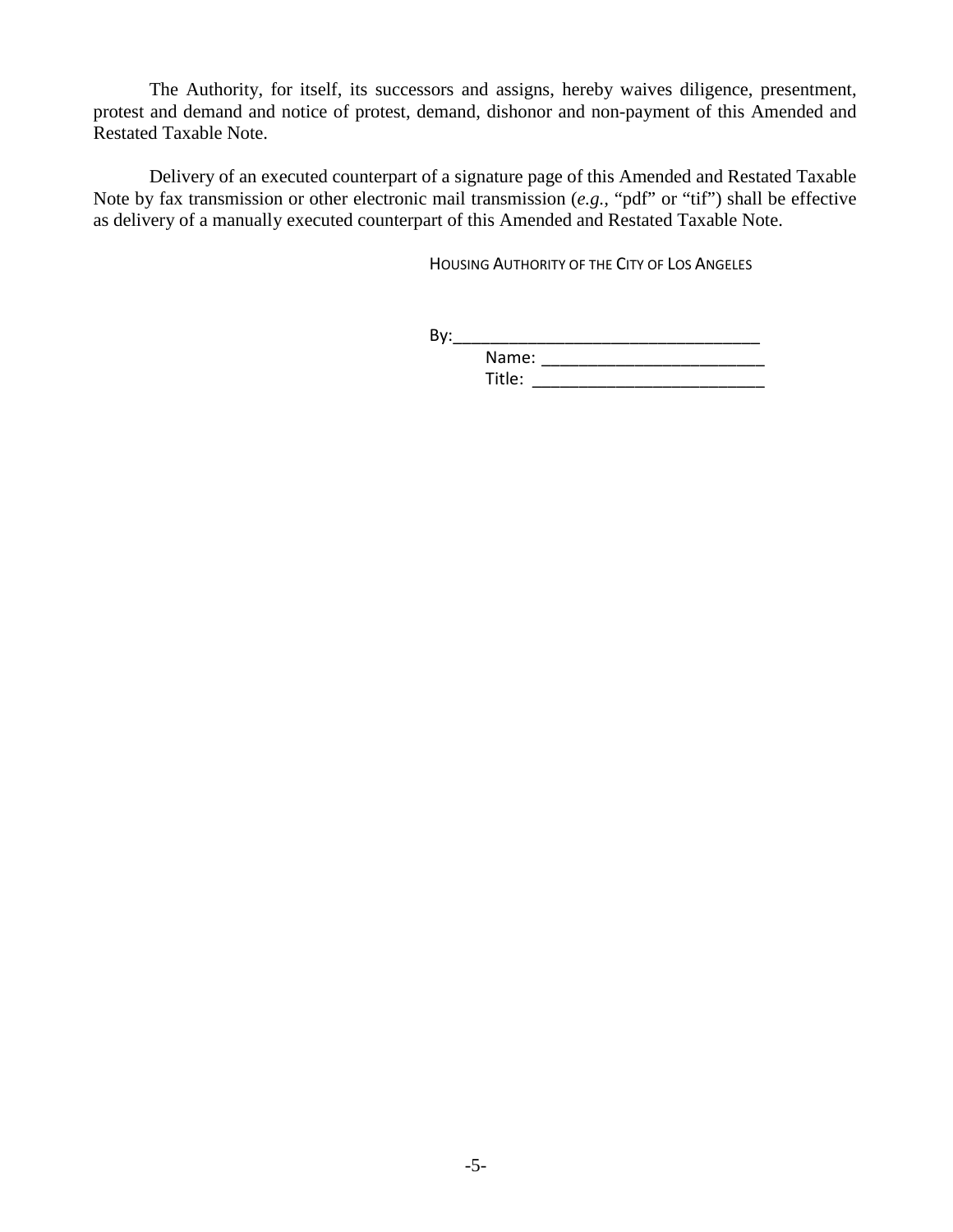The Authority, for itself, its successors and assigns, hereby waives diligence, presentment, protest and demand and notice of protest, demand, dishonor and non-payment of this Amended and Restated Taxable Note.

Delivery of an executed counterpart of a signature page of this Amended and Restated Taxable Note by fax transmission or other electronic mail transmission (*e.g.*, "pdf" or "tif") shall be effective as delivery of a manually executed counterpart of this Amended and Restated Taxable Note.

HOUSING AUTHORITY OF THE CITY OF LOS ANGELES

By:________________________________

Name: ________________________

Title: _________________________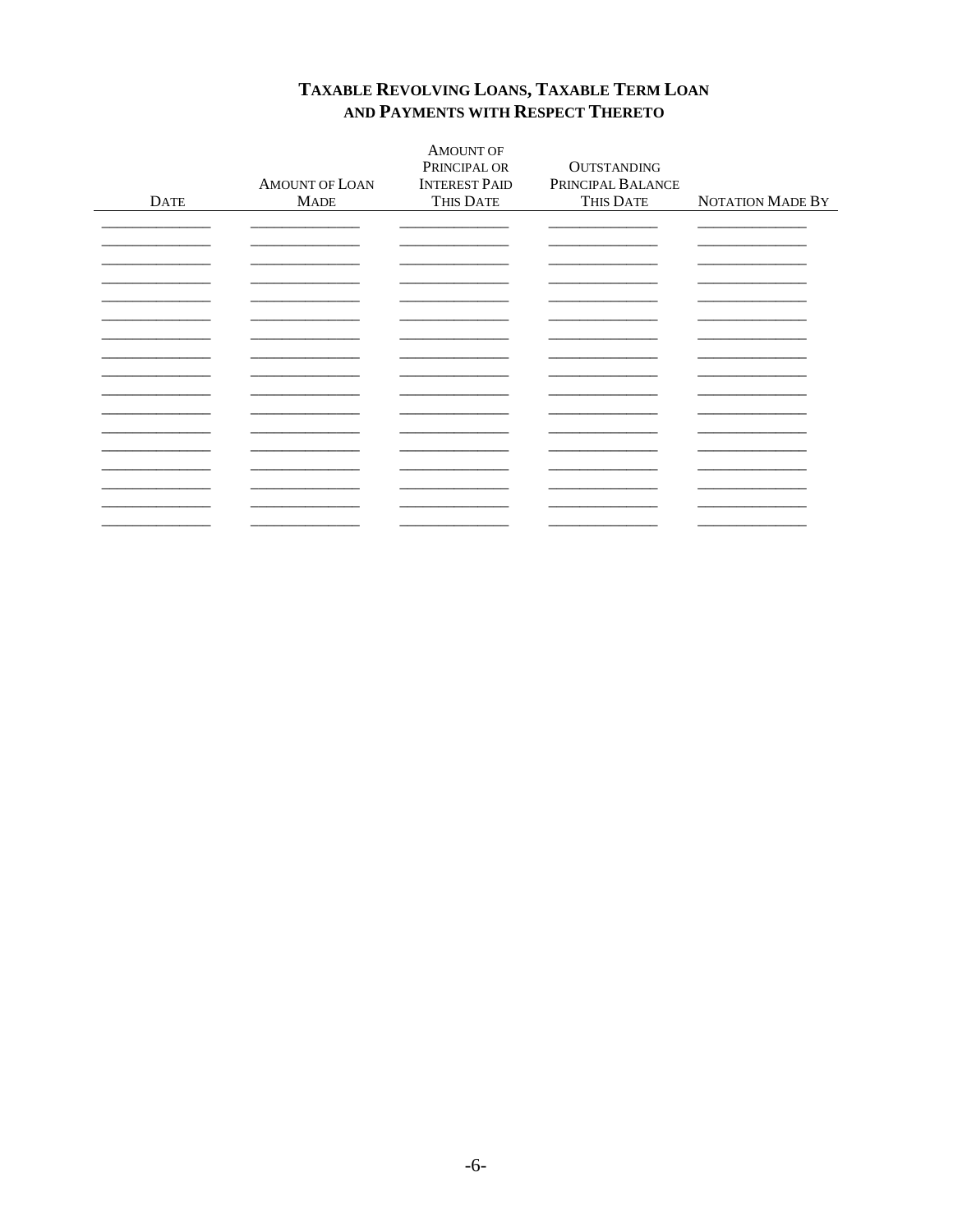# TAXABLE REVOLVING LOANS, TAXABLE TERM LOAN AND PAYMENTS WITH RESPECT THERETO

| DATE | AMOUNT OF LOAN MADE | AMOUNT OF PRINCIPAL OR INTEREST PAID THIS DATE | OUTSTANDING PRINCIPAL BALANCE THIS DATE | NOTATION MADE BY |
|---|---|---|---|---|
| ____________ | ____________ | ____________ | ____________ | ____________ |
| ____________ | ____________ | ____________ | ____________ | ____________ |
| ____________ | ____________ | ____________ | ____________ | ____________ |
| ____________ | ____________ | ____________ | ____________ | ____________ |
| ____________ | ____________ | ____________ | ____________ | ____________ |
| ____________ | ____________ | ____________ | ____________ | ____________ |
| ____________ | ____________ | ____________ | ____________ | ____________ |
| ____________ | ____________ | ____________ | ____________ | ____________ |
| ____________ | ____________ | ____________ | ____________ | ____________ |
| ____________ | ____________ | ____________ | ____________ | ____________ |
| ____________ | ____________ | ____________ | ____________ | ____________ |
| ____________ | ____________ | ____________ | ____________ | ____________ |
| ____________ | ____________ | ____________ | ____________ | ____________ |
| ____________ | ____________ | ____________ | ____________ | ____________ |
| ____________ | ____________ | ____________ | ____________ | ____________ |
| ____________ | ____________ | ____________ | ____________ | ____________ |
| ____________ | ____________ | ____________ | ____________ | ____________ |